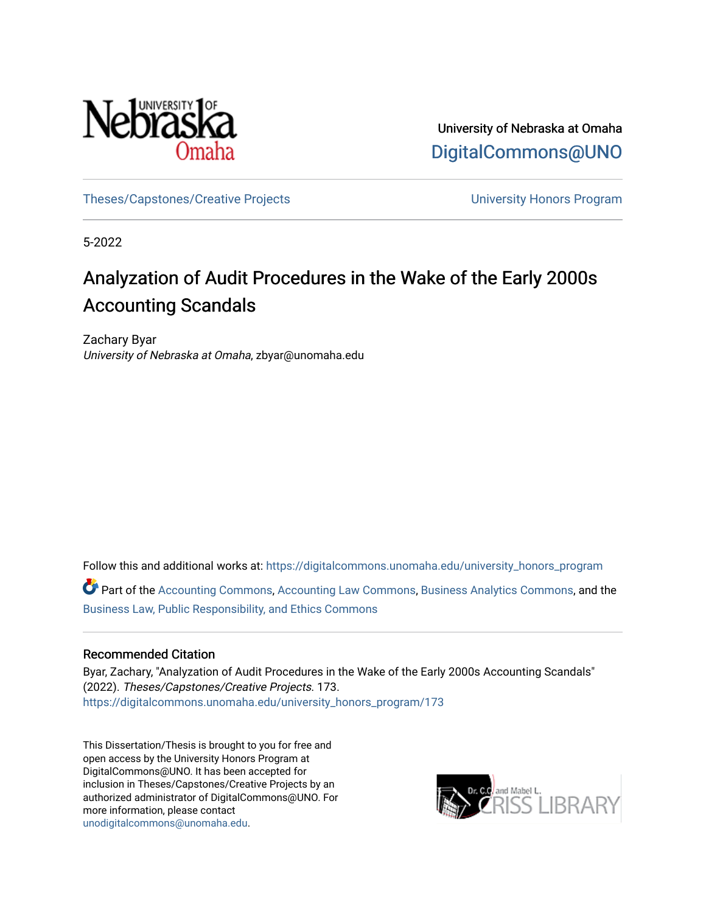University of Nebraska at Omaha
DigitalCommons@UNO

Theses/Capstones/Creative Projects | University Honors Program

5-2022

# Analyzation of Audit Procedures in the Wake of the Early 2000s Accounting Scandals

Zachary Byar
*University of Nebraska at Omaha*, zbyar@unomaha.edu

Follow this and additional works at: https://digitalcommons.unomaha.edu/university_honors_program

Part of the Accounting Commons, Accounting Law Commons, Business Analytics Commons, and the Business Law, Public Responsibility, and Ethics Commons

## Recommended Citation

Byar, Zachary, "Analyzation of Audit Procedures in the Wake of the Early 2000s Accounting Scandals" (2022). *Theses/Capstones/Creative Projects*. 173.
https://digitalcommons.unomaha.edu/university_honors_program/173

This Dissertation/Thesis is brought to you for free and open access by the University Honors Program at DigitalCommons@UNO. It has been accepted for inclusion in Theses/Capstones/Creative Projects by an authorized administrator of DigitalCommons@UNO. For more information, please contact unodigitalcommons@unomaha.edu.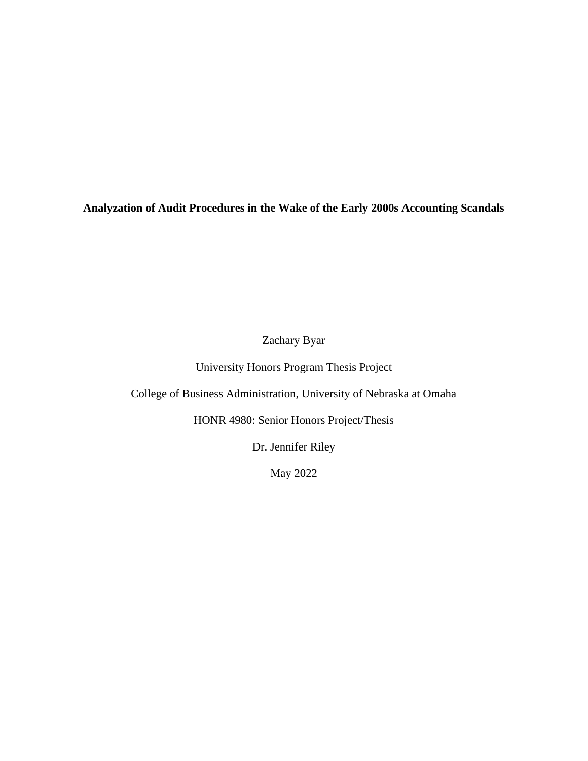**Analyzation of Audit Procedures in the Wake of the Early 2000s Accounting Scandals**

Zachary Byar

University Honors Program Thesis Project

College of Business Administration, University of Nebraska at Omaha

HONR 4980: Senior Honors Project/Thesis

Dr. Jennifer Riley

May 2022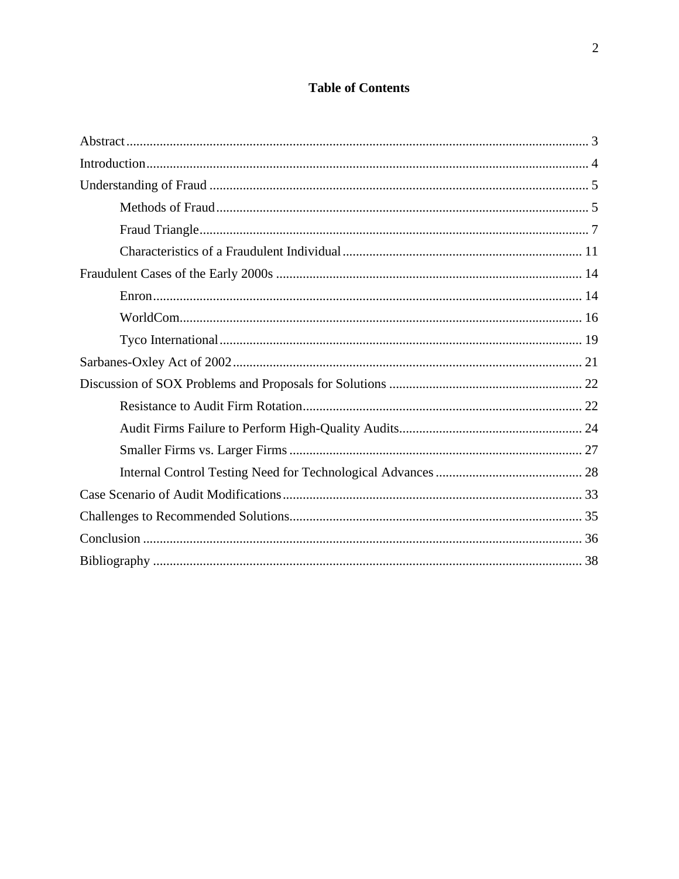## Table of Contents

Abstract ........................................................................................................................ 3

Introduction ................................................................................................................... 4

Understanding of Fraud ................................................................................................. 5

- Methods of Fraud ........................................................................................................ 5
- Fraud Triangle ............................................................................................................. 7
- Characteristics of a Fraudulent Individual ................................................................ 11

Fraudulent Cases of the Early 2000s ........................................................................... 14

- Enron ........................................................................................................................ 14
- WorldCom ................................................................................................................. 16
- Tyco International ..................................................................................................... 19

Sarbanes-Oxley Act of 2002 ........................................................................................ 21

Discussion of SOX Problems and Proposals for Solutions .......................................... 22

- Resistance to Audit Firm Rotation ............................................................................ 22
- Audit Firms Failure to Perform High-Quality Audits ................................................ 24
- Smaller Firms vs. Larger Firms ................................................................................. 27
- Internal Control Testing Need for Technological Advances ..................................... 28

Case Scenario of Audit Modifications ......................................................................... 33

Challenges to Recommended Solutions ....................................................................... 35

Conclusion ................................................................................................................... 36

Bibliography ................................................................................................................ 38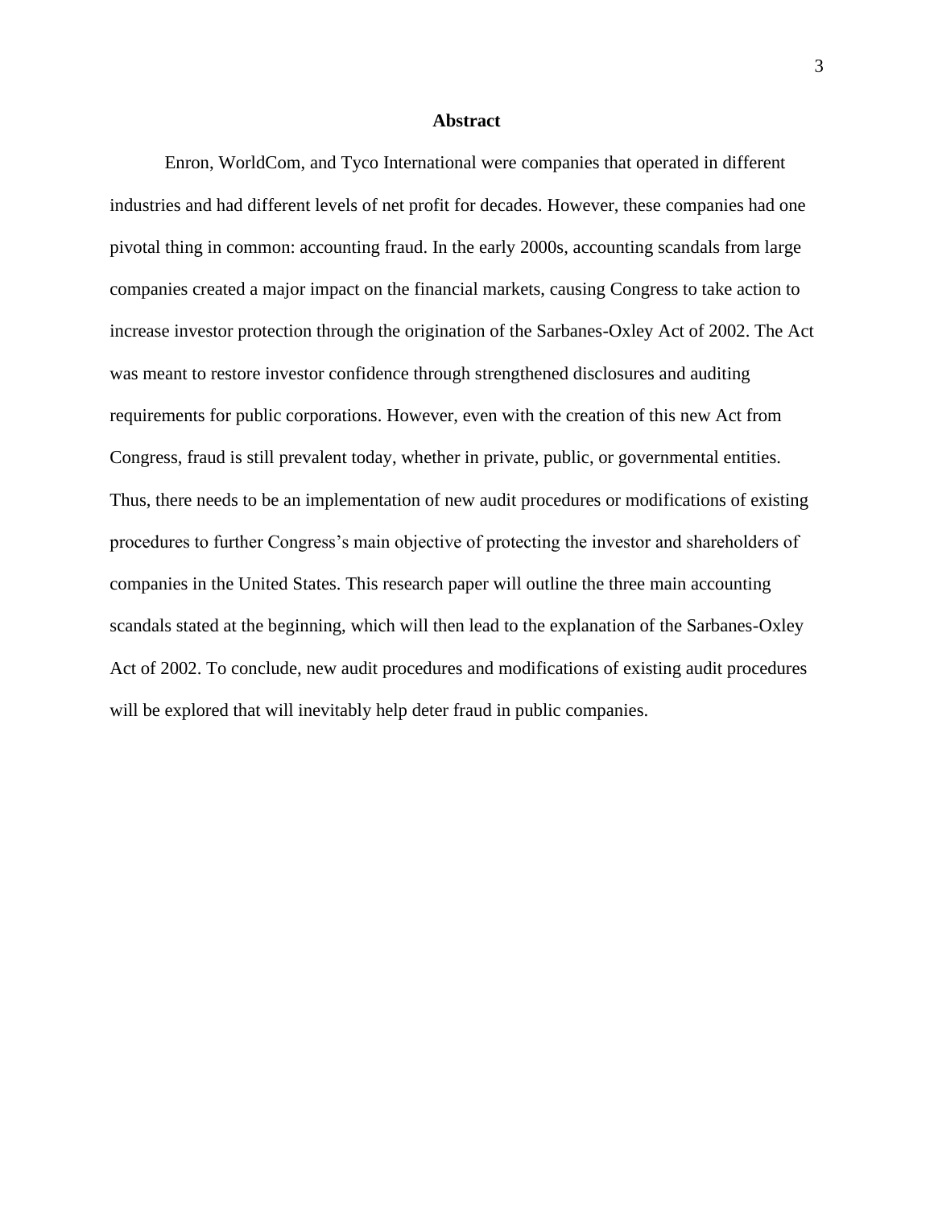## Abstract

Enron, WorldCom, and Tyco International were companies that operated in different industries and had different levels of net profit for decades. However, these companies had one pivotal thing in common: accounting fraud. In the early 2000s, accounting scandals from large companies created a major impact on the financial markets, causing Congress to take action to increase investor protection through the origination of the Sarbanes-Oxley Act of 2002. The Act was meant to restore investor confidence through strengthened disclosures and auditing requirements for public corporations. However, even with the creation of this new Act from Congress, fraud is still prevalent today, whether in private, public, or governmental entities. Thus, there needs to be an implementation of new audit procedures or modifications of existing procedures to further Congress's main objective of protecting the investor and shareholders of companies in the United States. This research paper will outline the three main accounting scandals stated at the beginning, which will then lead to the explanation of the Sarbanes-Oxley Act of 2002. To conclude, new audit procedures and modifications of existing audit procedures will be explored that will inevitably help deter fraud in public companies.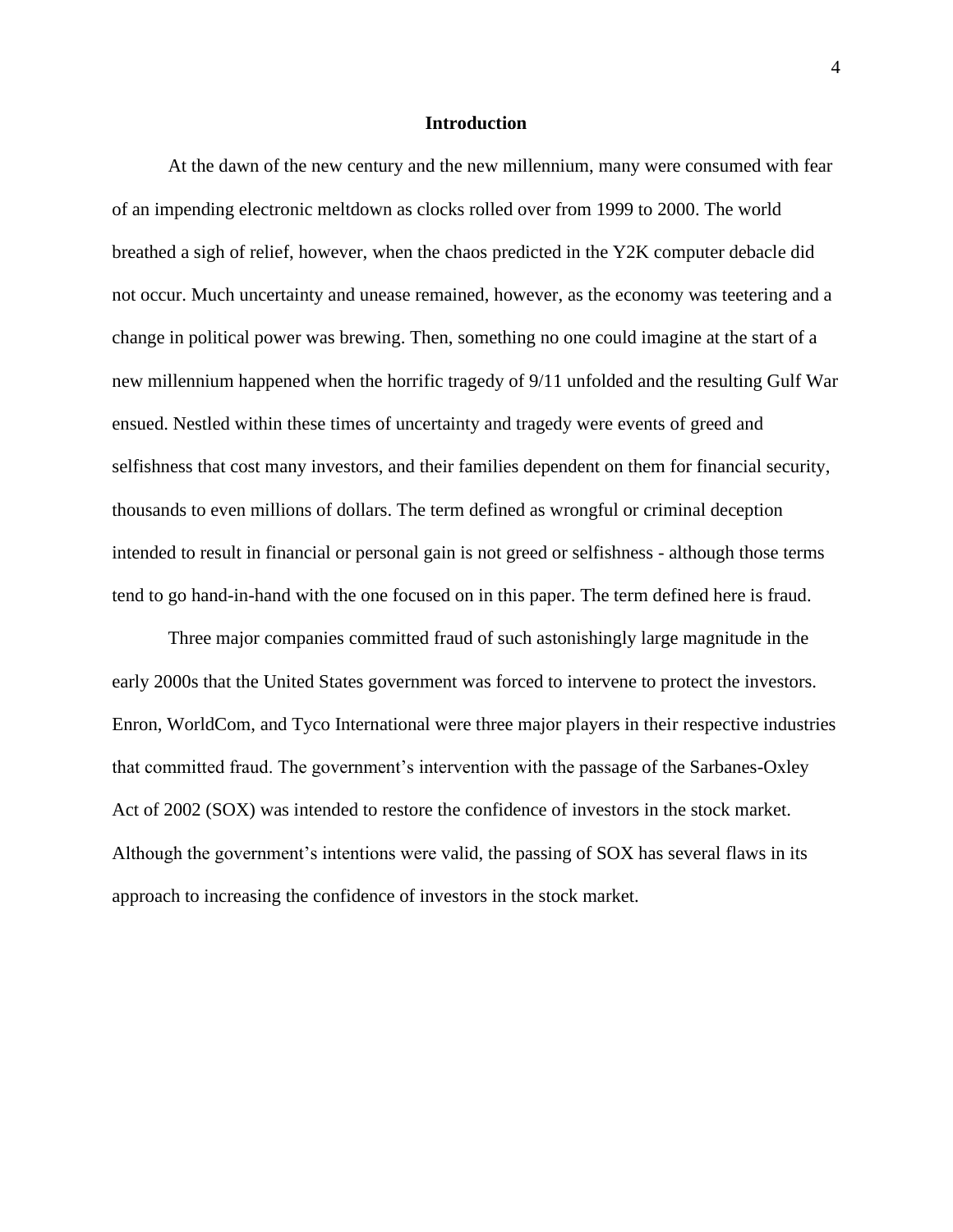## Introduction

At the dawn of the new century and the new millennium, many were consumed with fear of an impending electronic meltdown as clocks rolled over from 1999 to 2000. The world breathed a sigh of relief, however, when the chaos predicted in the Y2K computer debacle did not occur. Much uncertainty and unease remained, however, as the economy was teetering and a change in political power was brewing. Then, something no one could imagine at the start of a new millennium happened when the horrific tragedy of 9/11 unfolded and the resulting Gulf War ensued. Nestled within these times of uncertainty and tragedy were events of greed and selfishness that cost many investors, and their families dependent on them for financial security, thousands to even millions of dollars. The term defined as wrongful or criminal deception intended to result in financial or personal gain is not greed or selfishness - although those terms tend to go hand-in-hand with the one focused on in this paper. The term defined here is fraud.

Three major companies committed fraud of such astonishingly large magnitude in the early 2000s that the United States government was forced to intervene to protect the investors. Enron, WorldCom, and Tyco International were three major players in their respective industries that committed fraud. The government's intervention with the passage of the Sarbanes-Oxley Act of 2002 (SOX) was intended to restore the confidence of investors in the stock market. Although the government's intentions were valid, the passing of SOX has several flaws in its approach to increasing the confidence of investors in the stock market.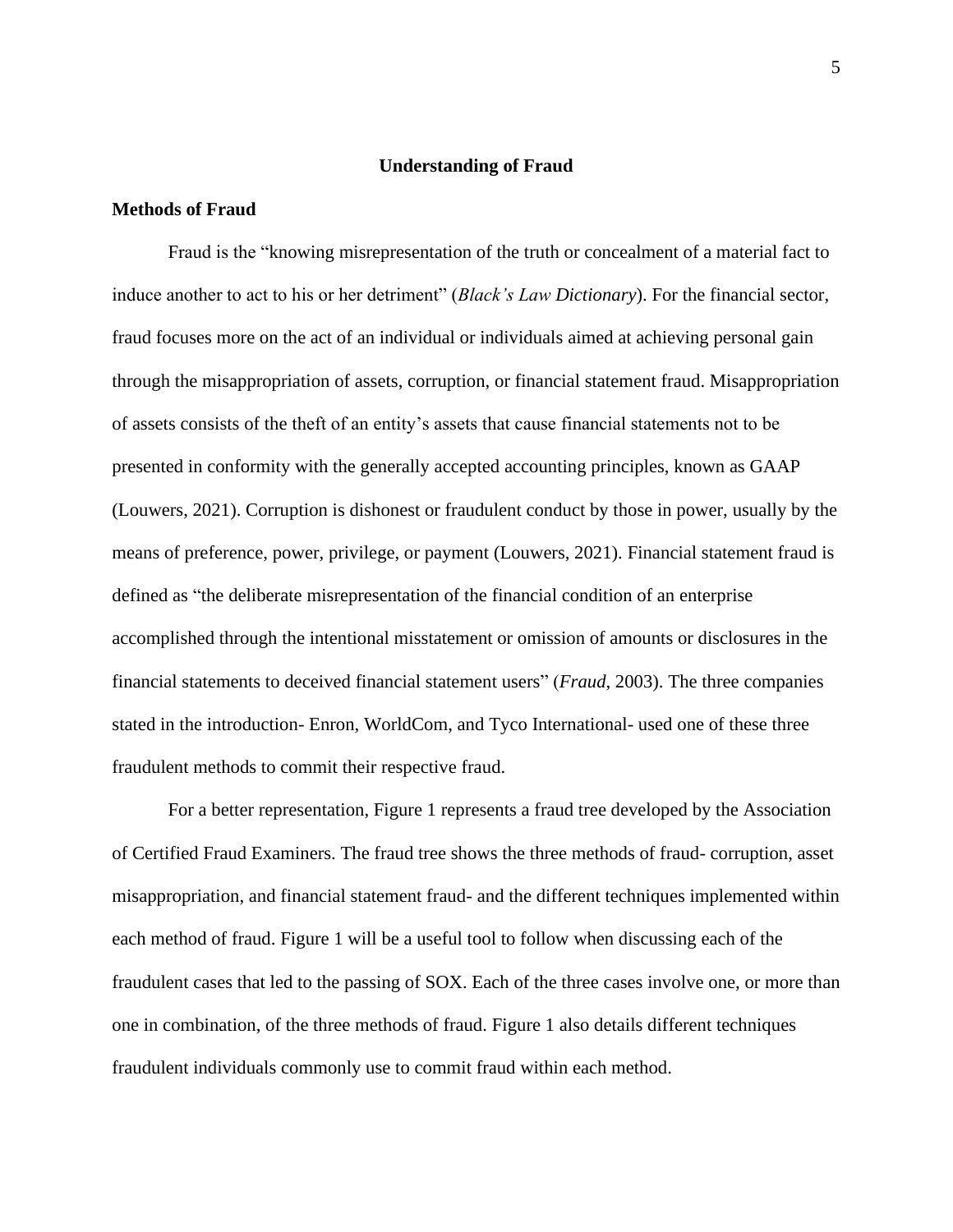## Understanding of Fraud

### Methods of Fraud

Fraud is the "knowing misrepresentation of the truth or concealment of a material fact to induce another to act to his or her detriment" (*Black's Law Dictionary*). For the financial sector, fraud focuses more on the act of an individual or individuals aimed at achieving personal gain through the misappropriation of assets, corruption, or financial statement fraud. Misappropriation of assets consists of the theft of an entity's assets that cause financial statements not to be presented in conformity with the generally accepted accounting principles, known as GAAP (Louwers, 2021). Corruption is dishonest or fraudulent conduct by those in power, usually by the means of preference, power, privilege, or payment (Louwers, 2021). Financial statement fraud is defined as "the deliberate misrepresentation of the financial condition of an enterprise accomplished through the intentional misstatement or omission of amounts or disclosures in the financial statements to deceived financial statement users" (*Fraud*, 2003). The three companies stated in the introduction- Enron, WorldCom, and Tyco International- used one of these three fraudulent methods to commit their respective fraud.

For a better representation, Figure 1 represents a fraud tree developed by the Association of Certified Fraud Examiners. The fraud tree shows the three methods of fraud- corruption, asset misappropriation, and financial statement fraud- and the different techniques implemented within each method of fraud. Figure 1 will be a useful tool to follow when discussing each of the fraudulent cases that led to the passing of SOX. Each of the three cases involve one, or more than one in combination, of the three methods of fraud. Figure 1 also details different techniques fraudulent individuals commonly use to commit fraud within each method.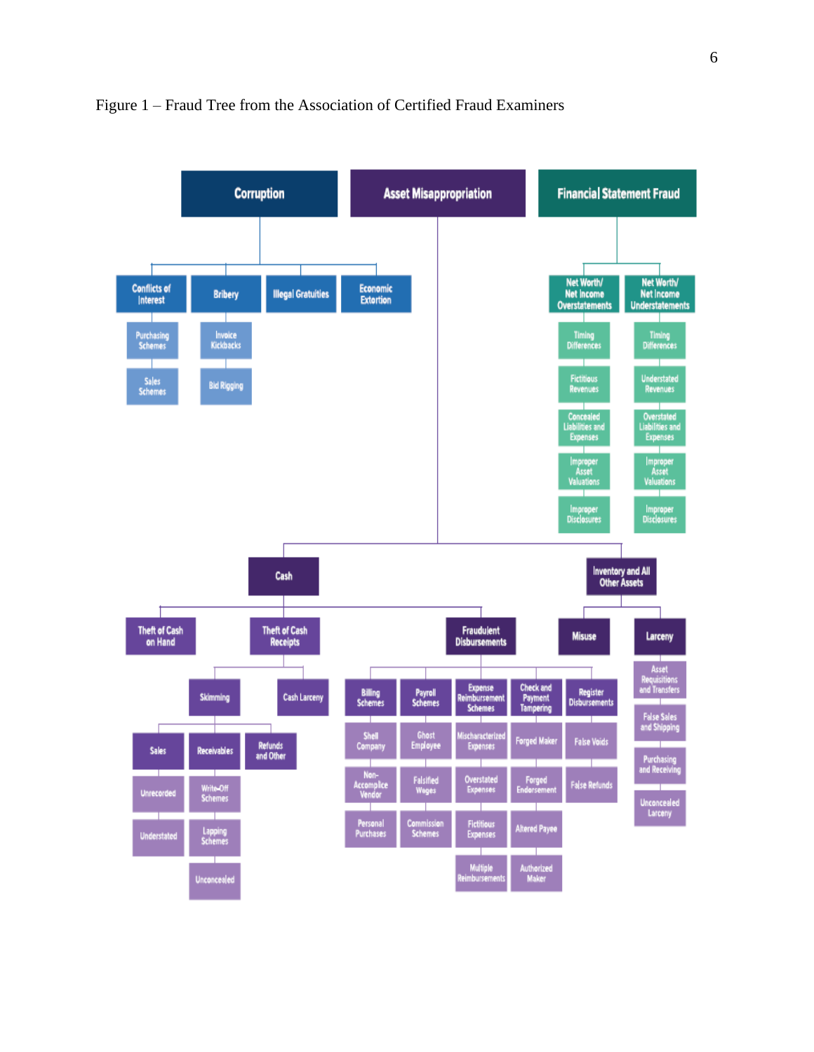Figure 1 – Fraud Tree from the Association of Certified Fraud Examiners

- **Corruption**
  - Conflicts of Interest
    - Purchasing Schemes
    - Sales Schemes
  - Bribery
    - Invoice Kickbacks
    - Bid Rigging
  - Illegal Gratuities
  - Economic Extortion
- **Asset Misappropriation**
  - Cash
    - Theft of Cash on Hand
    - Theft of Cash Receipts
      - Skimming
        - Sales
          - Unrecorded
          - Understated
        - Receivables
          - Write-Off Schemes
          - Lapping Schemes
          - Unconcealed
        - Refunds and Other
      - Cash Larceny
    - Fraudulent Disbursements
      - Billing Schemes
        - Shell Company
        - Non-Accomplice Vendor
        - Personal Purchases
      - Payroll Schemes
        - Ghost Employee
        - Falsified Wages
        - Commission Schemes
      - Expense Reimbursement Schemes
        - Mischaracterized Expenses
        - Overstated Expenses
        - Fictitious Expenses
        - Multiple Reimbursements
      - Check and Payment Tampering
        - Forged Maker
        - Forged Endorsement
        - Altered Payee
        - Authorized Maker
      - Register Disbursements
        - False Voids
        - False Refunds
  - Inventory and All Other Assets
    - Misuse
    - Larceny
      - Asset Requisitions and Transfers
      - False Sales and Shipping
      - Purchasing and Receiving
      - Unconcealed Larceny
- **Financial Statement Fraud**
  - Net Worth/ Net Income Overstatements
    - Timing Differences
    - Fictitious Revenues
    - Concealed Liabilities and Expenses
    - Improper Asset Valuations
    - Improper Disclosures
  - Net Worth/ Net Income Understatements
    - Timing Differences
    - Understated Revenues
    - Overstated Liabilities and Expenses
    - Improper Asset Valuations
    - Improper Disclosures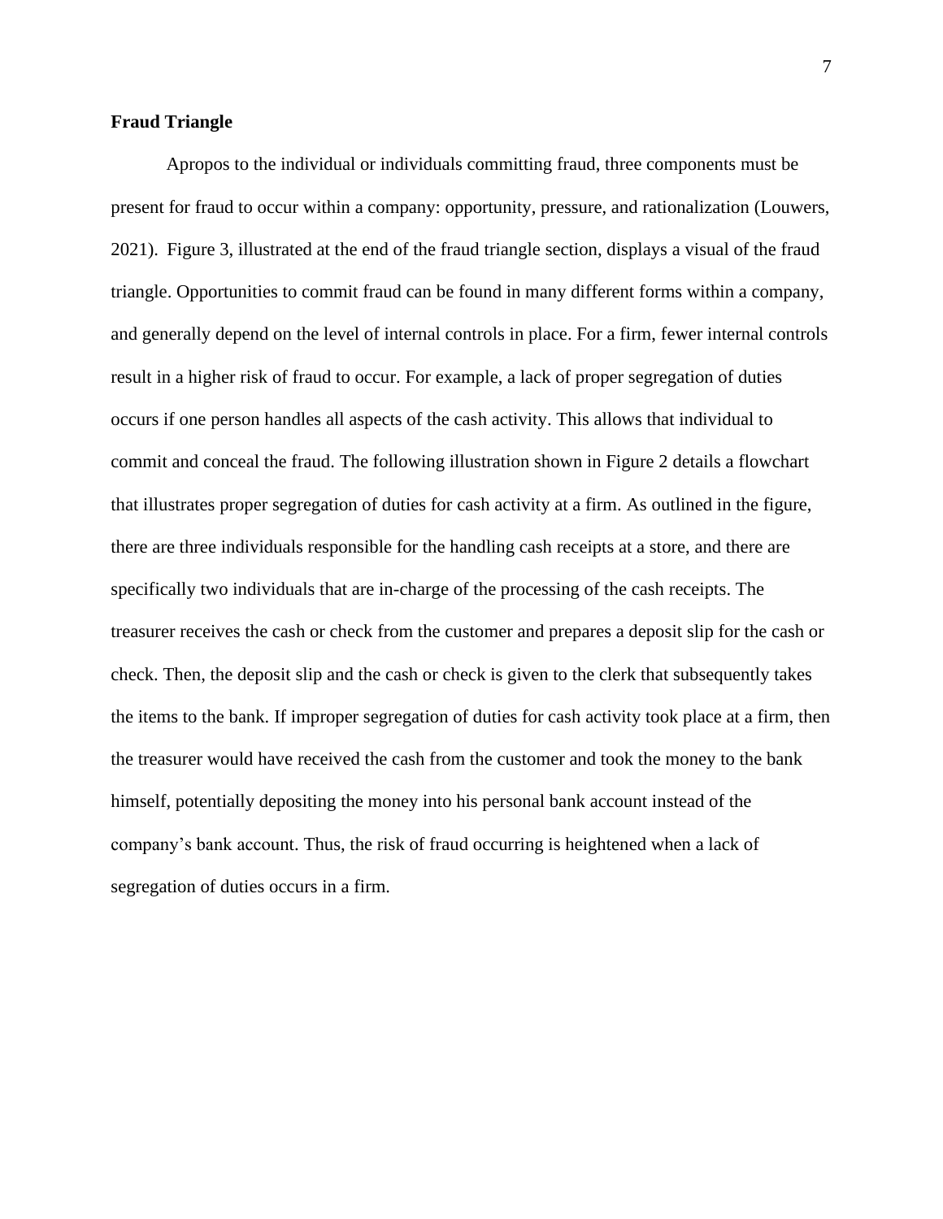**Fraud Triangle**

Apropos to the individual or individuals committing fraud, three components must be present for fraud to occur within a company: opportunity, pressure, and rationalization (Louwers, 2021). Figure 3, illustrated at the end of the fraud triangle section, displays a visual of the fraud triangle. Opportunities to commit fraud can be found in many different forms within a company, and generally depend on the level of internal controls in place. For a firm, fewer internal controls result in a higher risk of fraud to occur. For example, a lack of proper segregation of duties occurs if one person handles all aspects of the cash activity. This allows that individual to commit and conceal the fraud. The following illustration shown in Figure 2 details a flowchart that illustrates proper segregation of duties for cash activity at a firm. As outlined in the figure, there are three individuals responsible for the handling cash receipts at a store, and there are specifically two individuals that are in-charge of the processing of the cash receipts. The treasurer receives the cash or check from the customer and prepares a deposit slip for the cash or check. Then, the deposit slip and the cash or check is given to the clerk that subsequently takes the items to the bank. If improper segregation of duties for cash activity took place at a firm, then the treasurer would have received the cash from the customer and took the money to the bank himself, potentially depositing the money into his personal bank account instead of the company's bank account. Thus, the risk of fraud occurring is heightened when a lack of segregation of duties occurs in a firm.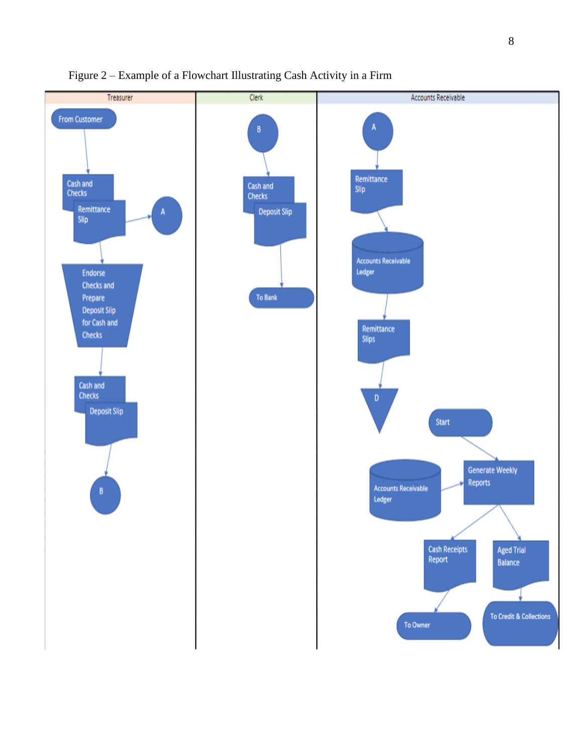Figure 2 – Example of a Flowchart Illustrating Cash Activity in a Firm

| Treasurer | Clerk | Accounts Receivable |
|---|---|---|
| From Customer | B | A |
| Cash and Checks | Cash and Checks | Remittance Slip |
| Remittance Slip → A | Deposit Slip | Accounts Receivable Ledger |
| Endorse Checks and Prepare Deposit Slip for Cash and Checks | To Bank | Remittance Slips |
| Cash and Checks | | D |
| Deposit Slip | | Start |
| B | | Accounts Receivable Ledger → Generate Weekly Reports |
| | | Cash Receipts Report; Aged Trial Balance |
| | | To Owner; To Credit & Collections |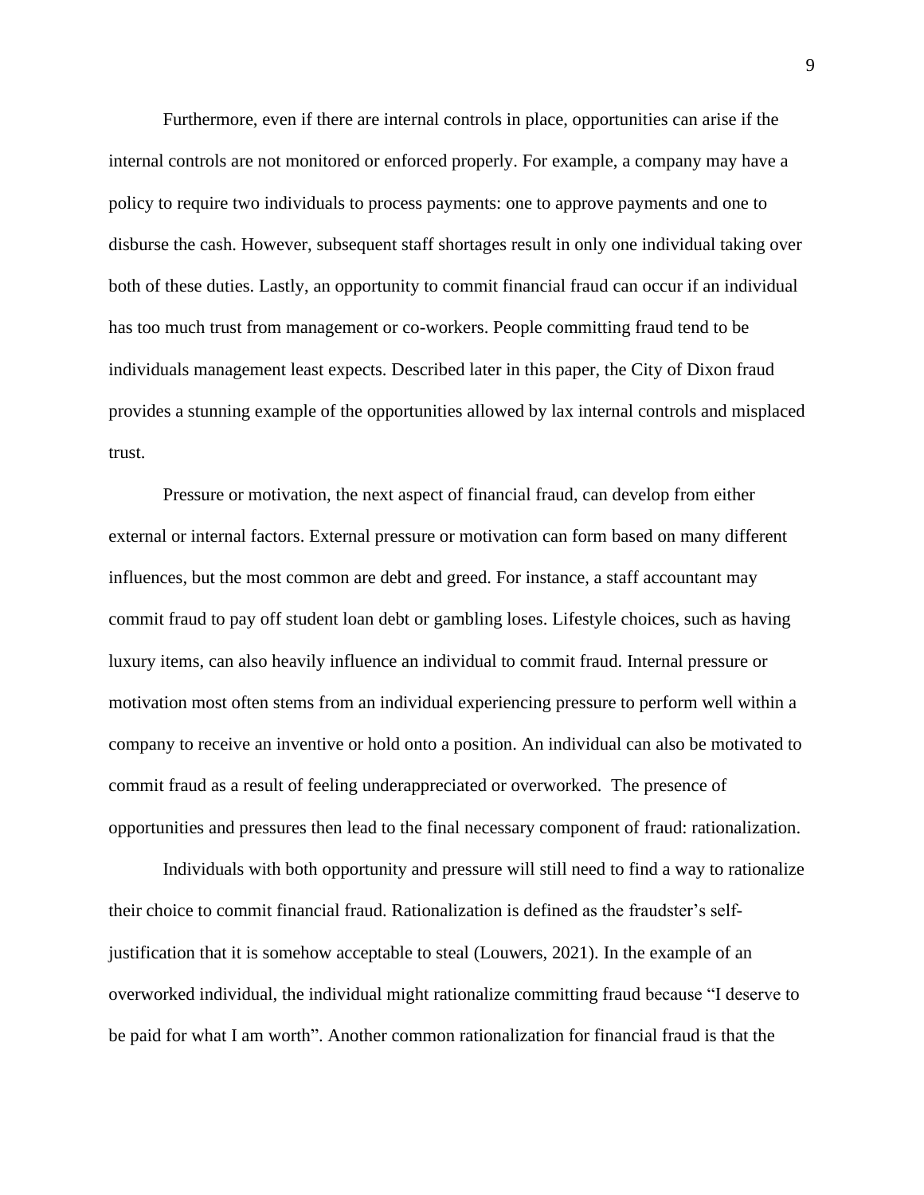Furthermore, even if there are internal controls in place, opportunities can arise if the internal controls are not monitored or enforced properly. For example, a company may have a policy to require two individuals to process payments: one to approve payments and one to disburse the cash. However, subsequent staff shortages result in only one individual taking over both of these duties. Lastly, an opportunity to commit financial fraud can occur if an individual has too much trust from management or co-workers. People committing fraud tend to be individuals management least expects. Described later in this paper, the City of Dixon fraud provides a stunning example of the opportunities allowed by lax internal controls and misplaced trust.

Pressure or motivation, the next aspect of financial fraud, can develop from either external or internal factors. External pressure or motivation can form based on many different influences, but the most common are debt and greed. For instance, a staff accountant may commit fraud to pay off student loan debt or gambling loses. Lifestyle choices, such as having luxury items, can also heavily influence an individual to commit fraud. Internal pressure or motivation most often stems from an individual experiencing pressure to perform well within a company to receive an inventive or hold onto a position. An individual can also be motivated to commit fraud as a result of feeling underappreciated or overworked.  The presence of opportunities and pressures then lead to the final necessary component of fraud: rationalization.

Individuals with both opportunity and pressure will still need to find a way to rationalize their choice to commit financial fraud. Rationalization is defined as the fraudster's self-justification that it is somehow acceptable to steal (Louwers, 2021). In the example of an overworked individual, the individual might rationalize committing fraud because "I deserve to be paid for what I am worth". Another common rationalization for financial fraud is that the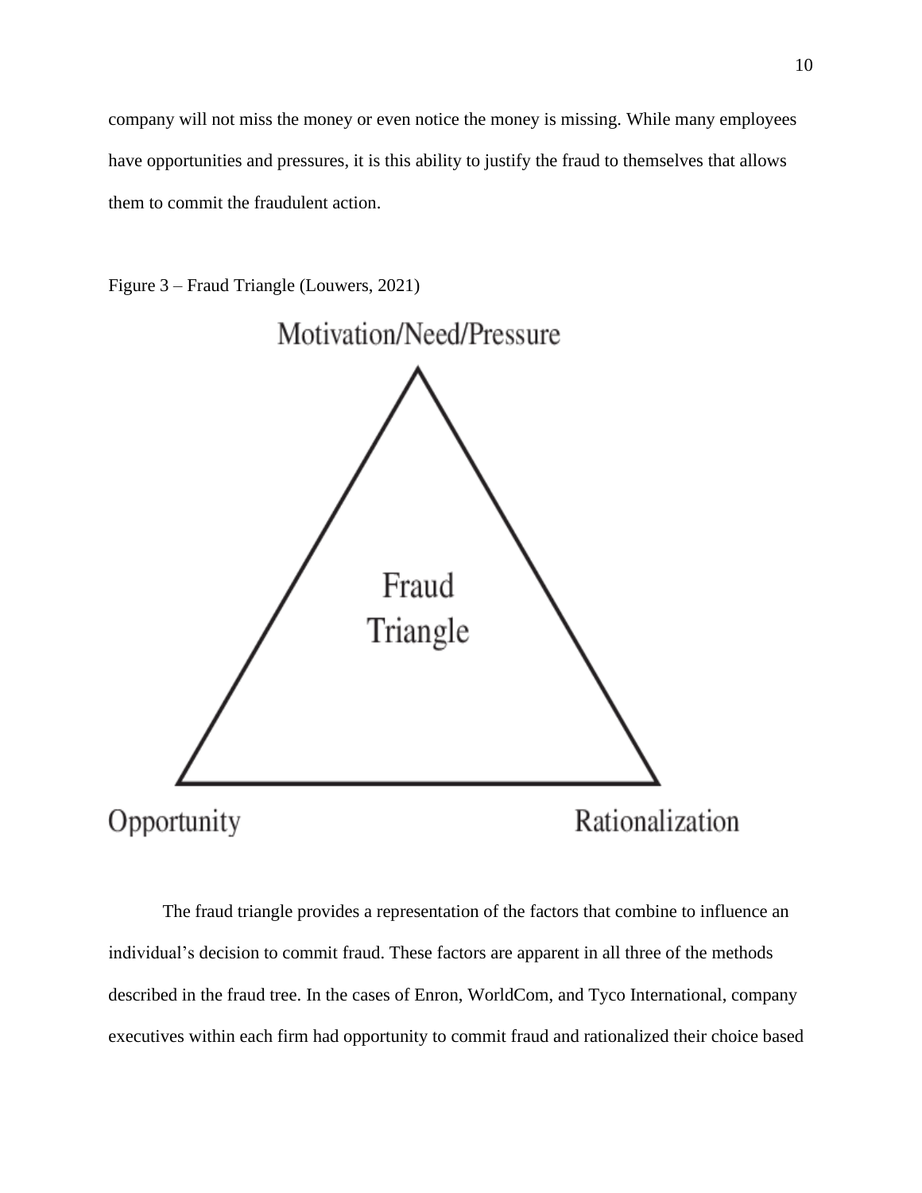company will not miss the money or even notice the money is missing. While many employees have opportunities and pressures, it is this ability to justify the fraud to themselves that allows them to commit the fraudulent action.

Figure 3 – Fraud Triangle (Louwers, 2021)

Motivation/Need/Pressure

Fraud Triangle

Opportunity

Rationalization

The fraud triangle provides a representation of the factors that combine to influence an individual's decision to commit fraud. These factors are apparent in all three of the methods described in the fraud tree. In the cases of Enron, WorldCom, and Tyco International, company executives within each firm had opportunity to commit fraud and rationalized their choice based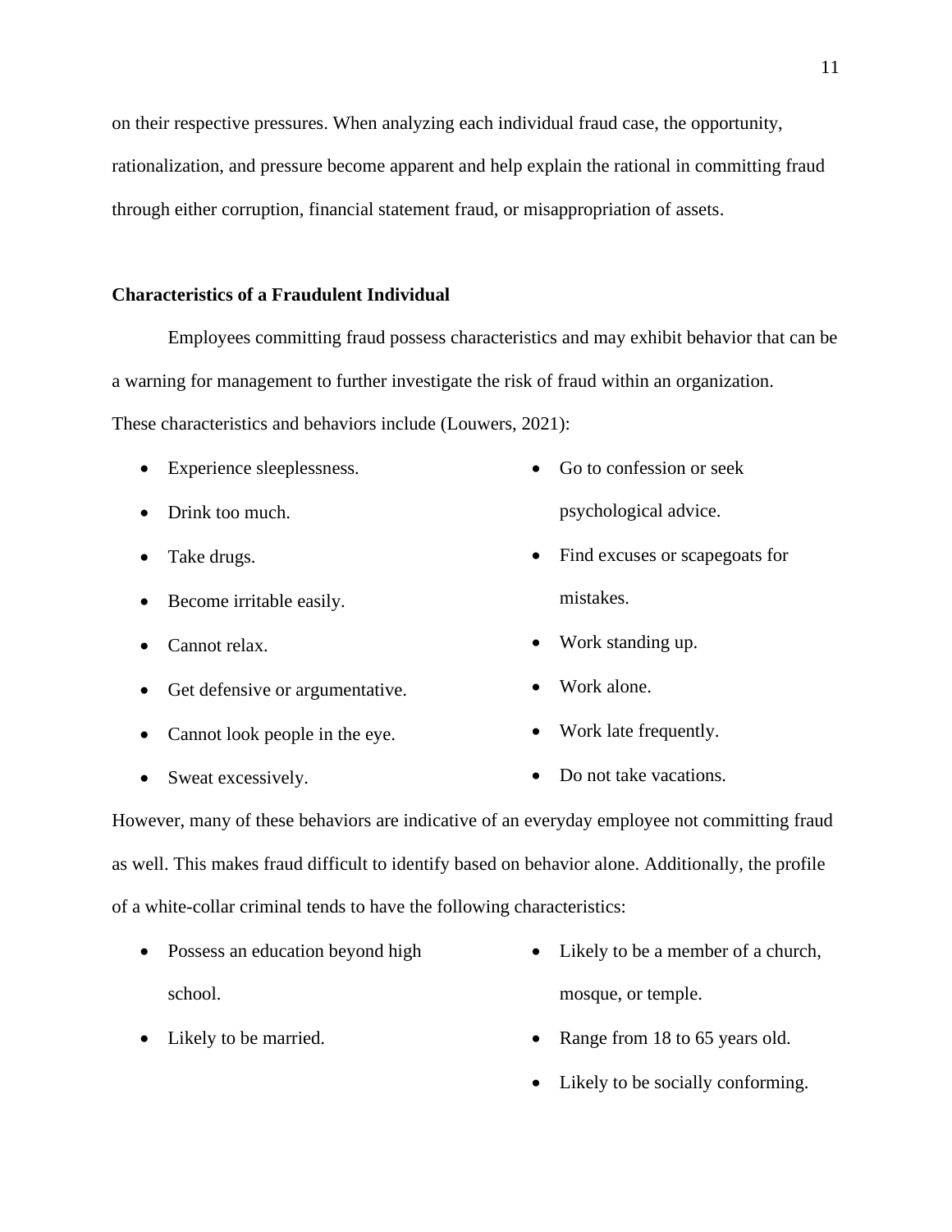on their respective pressures. When analyzing each individual fraud case, the opportunity, rationalization, and pressure become apparent and help explain the rational in committing fraud through either corruption, financial statement fraud, or misappropriation of assets.

**Characteristics of a Fraudulent Individual**

Employees committing fraud possess characteristics and may exhibit behavior that can be a warning for management to further investigate the risk of fraud within an organization. These characteristics and behaviors include (Louwers, 2021):

- Experience sleeplessness.
- Drink too much.
- Take drugs.
- Become irritable easily.
- Cannot relax.
- Get defensive or argumentative.
- Cannot look people in the eye.
- Sweat excessively.
- Go to confession or seek psychological advice.
- Find excuses or scapegoats for mistakes.
- Work standing up.
- Work alone.
- Work late frequently.
- Do not take vacations.

However, many of these behaviors are indicative of an everyday employee not committing fraud as well. This makes fraud difficult to identify based on behavior alone. Additionally, the profile of a white-collar criminal tends to have the following characteristics:

- Possess an education beyond high school.
- Likely to be married.
- Likely to be a member of a church, mosque, or temple.
- Range from 18 to 65 years old.
- Likely to be socially conforming.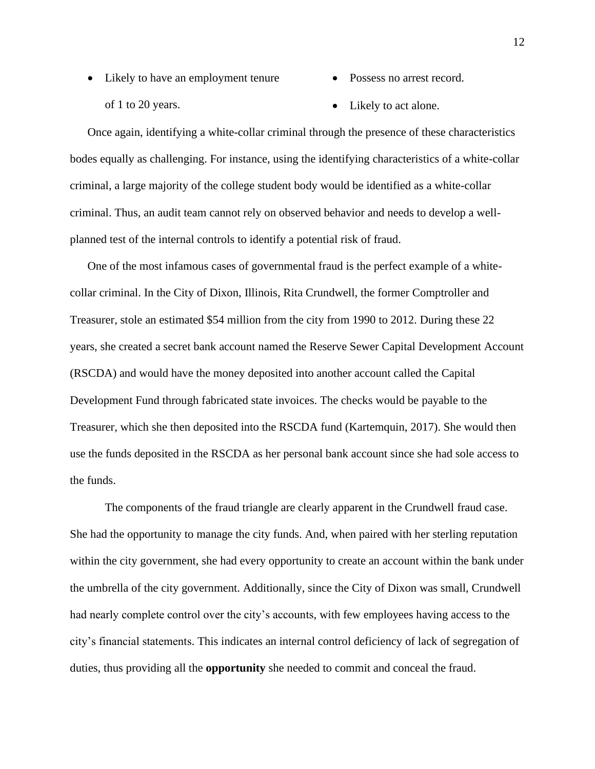- Likely to have an employment tenure of 1 to 20 years.
- Possess no arrest record.
- Likely to act alone.

Once again, identifying a white-collar criminal through the presence of these characteristics bodes equally as challenging. For instance, using the identifying characteristics of a white-collar criminal, a large majority of the college student body would be identified as a white-collar criminal. Thus, an audit team cannot rely on observed behavior and needs to develop a well-planned test of the internal controls to identify a potential risk of fraud.

One of the most infamous cases of governmental fraud is the perfect example of a white-collar criminal. In the City of Dixon, Illinois, Rita Crundwell, the former Comptroller and Treasurer, stole an estimated $54 million from the city from 1990 to 2012. During these 22 years, she created a secret bank account named the Reserve Sewer Capital Development Account (RSCDA) and would have the money deposited into another account called the Capital Development Fund through fabricated state invoices. The checks would be payable to the Treasurer, which she then deposited into the RSCDA fund (Kartemquin, 2017). She would then use the funds deposited in the RSCDA as her personal bank account since she had sole access to the funds.

The components of the fraud triangle are clearly apparent in the Crundwell fraud case. She had the opportunity to manage the city funds. And, when paired with her sterling reputation within the city government, she had every opportunity to create an account within the bank under the umbrella of the city government. Additionally, since the City of Dixon was small, Crundwell had nearly complete control over the city's accounts, with few employees having access to the city's financial statements. This indicates an internal control deficiency of lack of segregation of duties, thus providing all the **opportunity** she needed to commit and conceal the fraud.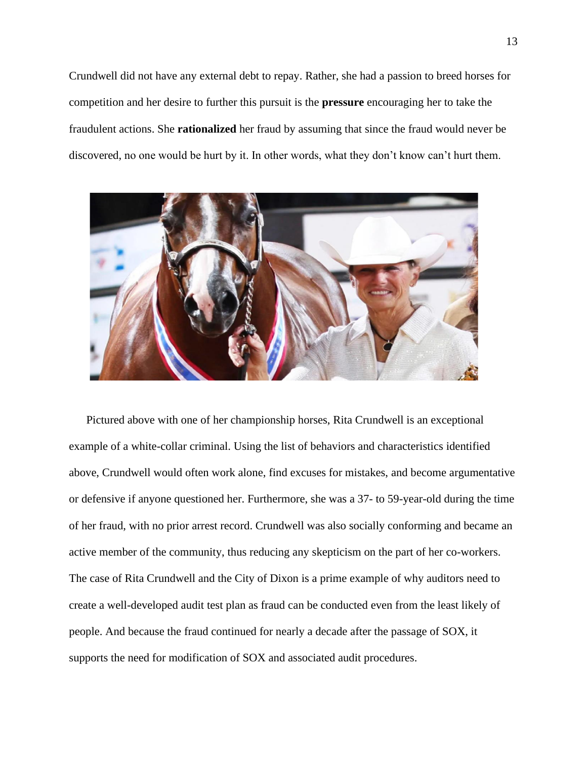Crundwell did not have any external debt to repay. Rather, she had a passion to breed horses for competition and her desire to further this pursuit is the **pressure** encouraging her to take the fraudulent actions. She **rationalized** her fraud by assuming that since the fraud would never be discovered, no one would be hurt by it. In other words, what they don't know can't hurt them.

Pictured above with one of her championship horses, Rita Crundwell is an exceptional example of a white-collar criminal. Using the list of behaviors and characteristics identified above, Crundwell would often work alone, find excuses for mistakes, and become argumentative or defensive if anyone questioned her. Furthermore, she was a 37- to 59-year-old during the time of her fraud, with no prior arrest record. Crundwell was also socially conforming and became an active member of the community, thus reducing any skepticism on the part of her co-workers. The case of Rita Crundwell and the City of Dixon is a prime example of why auditors need to create a well-developed audit test plan as fraud can be conducted even from the least likely of people. And because the fraud continued for nearly a decade after the passage of SOX, it supports the need for modification of SOX and associated audit procedures.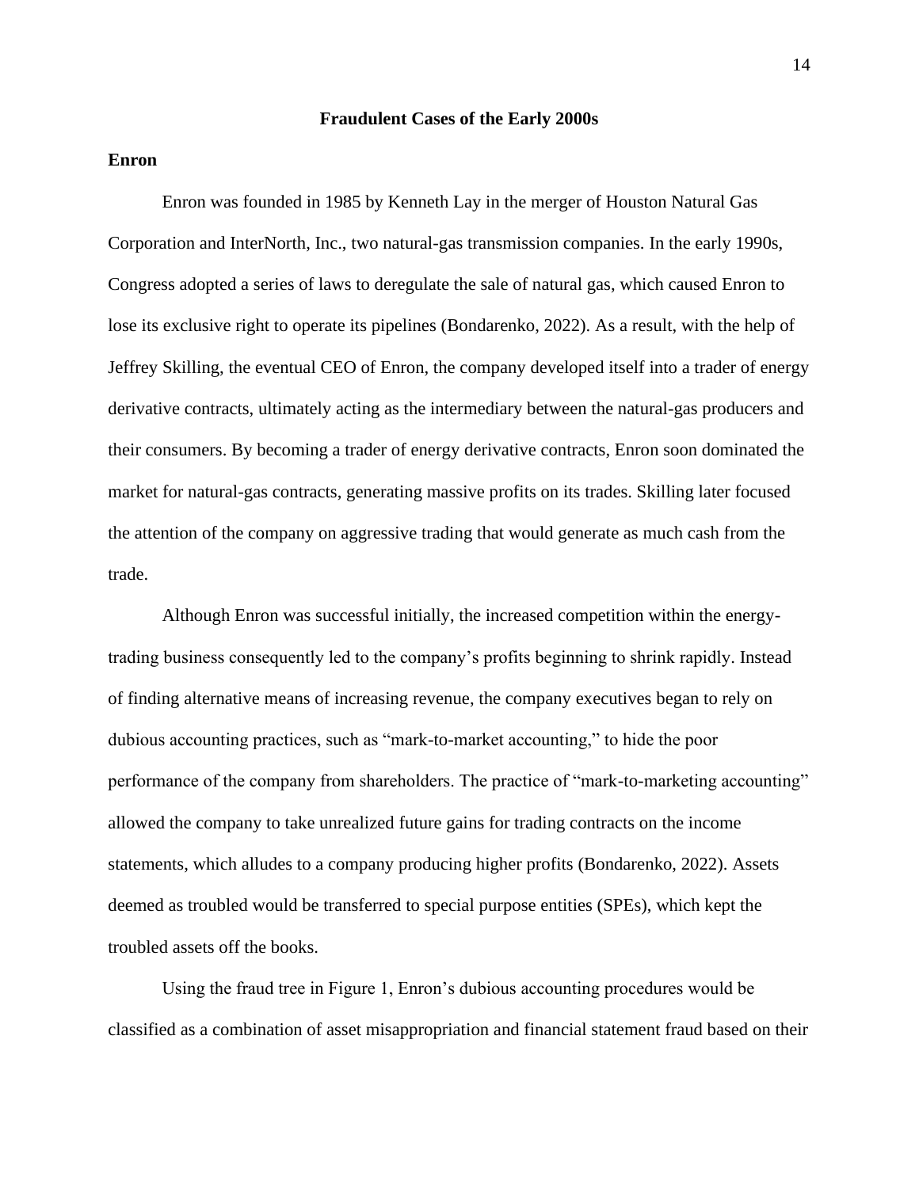## Fraudulent Cases of the Early 2000s

### Enron

Enron was founded in 1985 by Kenneth Lay in the merger of Houston Natural Gas Corporation and InterNorth, Inc., two natural-gas transmission companies. In the early 1990s, Congress adopted a series of laws to deregulate the sale of natural gas, which caused Enron to lose its exclusive right to operate its pipelines (Bondarenko, 2022). As a result, with the help of Jeffrey Skilling, the eventual CEO of Enron, the company developed itself into a trader of energy derivative contracts, ultimately acting as the intermediary between the natural-gas producers and their consumers. By becoming a trader of energy derivative contracts, Enron soon dominated the market for natural-gas contracts, generating massive profits on its trades. Skilling later focused the attention of the company on aggressive trading that would generate as much cash from the trade.

Although Enron was successful initially, the increased competition within the energy-trading business consequently led to the company's profits beginning to shrink rapidly. Instead of finding alternative means of increasing revenue, the company executives began to rely on dubious accounting practices, such as "mark-to-market accounting," to hide the poor performance of the company from shareholders. The practice of "mark-to-marketing accounting" allowed the company to take unrealized future gains for trading contracts on the income statements, which alludes to a company producing higher profits (Bondarenko, 2022). Assets deemed as troubled would be transferred to special purpose entities (SPEs), which kept the troubled assets off the books.

Using the fraud tree in Figure 1, Enron's dubious accounting procedures would be classified as a combination of asset misappropriation and financial statement fraud based on their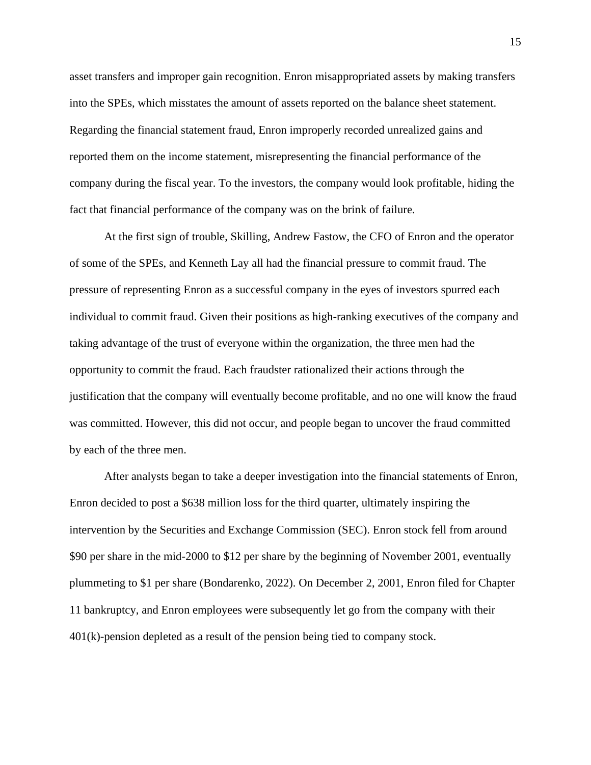asset transfers and improper gain recognition. Enron misappropriated assets by making transfers into the SPEs, which misstates the amount of assets reported on the balance sheet statement. Regarding the financial statement fraud, Enron improperly recorded unrealized gains and reported them on the income statement, misrepresenting the financial performance of the company during the fiscal year. To the investors, the company would look profitable, hiding the fact that financial performance of the company was on the brink of failure.

At the first sign of trouble, Skilling, Andrew Fastow, the CFO of Enron and the operator of some of the SPEs, and Kenneth Lay all had the financial pressure to commit fraud. The pressure of representing Enron as a successful company in the eyes of investors spurred each individual to commit fraud. Given their positions as high-ranking executives of the company and taking advantage of the trust of everyone within the organization, the three men had the opportunity to commit the fraud. Each fraudster rationalized their actions through the justification that the company will eventually become profitable, and no one will know the fraud was committed. However, this did not occur, and people began to uncover the fraud committed by each of the three men.

After analysts began to take a deeper investigation into the financial statements of Enron, Enron decided to post a $638 million loss for the third quarter, ultimately inspiring the intervention by the Securities and Exchange Commission (SEC). Enron stock fell from around $90 per share in the mid-2000 to $12 per share by the beginning of November 2001, eventually plummeting to $1 per share (Bondarenko, 2022). On December 2, 2001, Enron filed for Chapter 11 bankruptcy, and Enron employees were subsequently let go from the company with their 401(k)-pension depleted as a result of the pension being tied to company stock.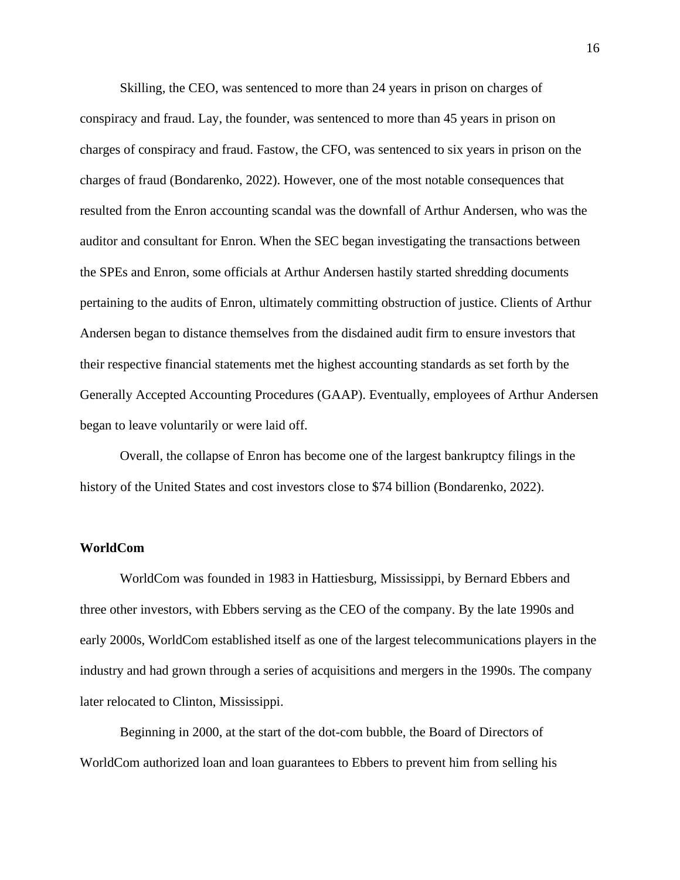Skilling, the CEO, was sentenced to more than 24 years in prison on charges of conspiracy and fraud. Lay, the founder, was sentenced to more than 45 years in prison on charges of conspiracy and fraud. Fastow, the CFO, was sentenced to six years in prison on the charges of fraud (Bondarenko, 2022). However, one of the most notable consequences that resulted from the Enron accounting scandal was the downfall of Arthur Andersen, who was the auditor and consultant for Enron. When the SEC began investigating the transactions between the SPEs and Enron, some officials at Arthur Andersen hastily started shredding documents pertaining to the audits of Enron, ultimately committing obstruction of justice. Clients of Arthur Andersen began to distance themselves from the disdained audit firm to ensure investors that their respective financial statements met the highest accounting standards as set forth by the Generally Accepted Accounting Procedures (GAAP). Eventually, employees of Arthur Andersen began to leave voluntarily or were laid off.

Overall, the collapse of Enron has become one of the largest bankruptcy filings in the history of the United States and cost investors close to $74 billion (Bondarenko, 2022).

**WorldCom**

WorldCom was founded in 1983 in Hattiesburg, Mississippi, by Bernard Ebbers and three other investors, with Ebbers serving as the CEO of the company. By the late 1990s and early 2000s, WorldCom established itself as one of the largest telecommunications players in the industry and had grown through a series of acquisitions and mergers in the 1990s. The company later relocated to Clinton, Mississippi.

Beginning in 2000, at the start of the dot-com bubble, the Board of Directors of WorldCom authorized loan and loan guarantees to Ebbers to prevent him from selling his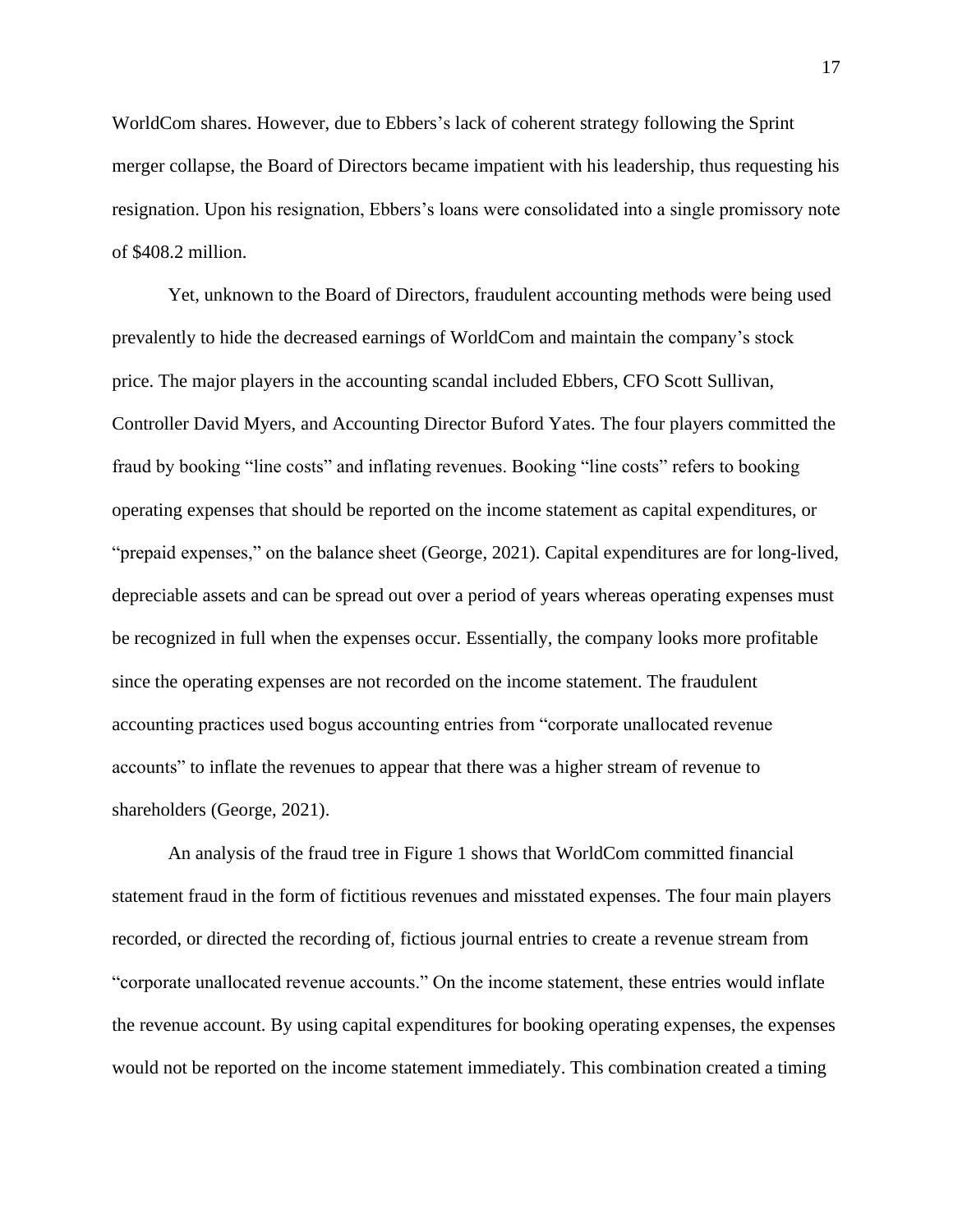WorldCom shares. However, due to Ebbers's lack of coherent strategy following the Sprint merger collapse, the Board of Directors became impatient with his leadership, thus requesting his resignation. Upon his resignation, Ebbers's loans were consolidated into a single promissory note of $408.2 million.

Yet, unknown to the Board of Directors, fraudulent accounting methods were being used prevalently to hide the decreased earnings of WorldCom and maintain the company's stock price. The major players in the accounting scandal included Ebbers, CFO Scott Sullivan, Controller David Myers, and Accounting Director Buford Yates. The four players committed the fraud by booking "line costs" and inflating revenues. Booking "line costs" refers to booking operating expenses that should be reported on the income statement as capital expenditures, or "prepaid expenses," on the balance sheet (George, 2021). Capital expenditures are for long-lived, depreciable assets and can be spread out over a period of years whereas operating expenses must be recognized in full when the expenses occur. Essentially, the company looks more profitable since the operating expenses are not recorded on the income statement. The fraudulent accounting practices used bogus accounting entries from "corporate unallocated revenue accounts" to inflate the revenues to appear that there was a higher stream of revenue to shareholders (George, 2021).

An analysis of the fraud tree in Figure 1 shows that WorldCom committed financial statement fraud in the form of fictitious revenues and misstated expenses. The four main players recorded, or directed the recording of, fictious journal entries to create a revenue stream from "corporate unallocated revenue accounts." On the income statement, these entries would inflate the revenue account. By using capital expenditures for booking operating expenses, the expenses would not be reported on the income statement immediately. This combination created a timing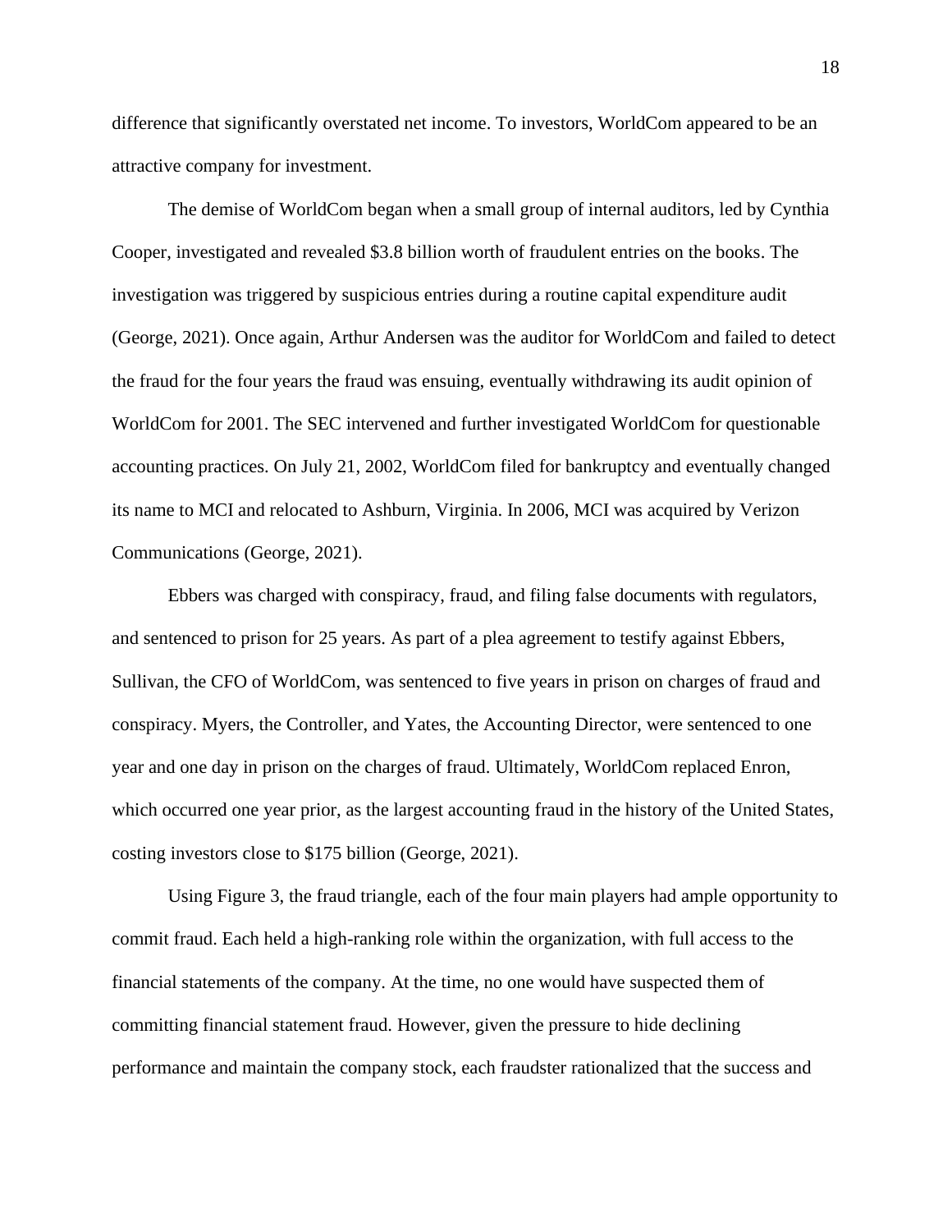difference that significantly overstated net income. To investors, WorldCom appeared to be an attractive company for investment.

The demise of WorldCom began when a small group of internal auditors, led by Cynthia Cooper, investigated and revealed $3.8 billion worth of fraudulent entries on the books. The investigation was triggered by suspicious entries during a routine capital expenditure audit (George, 2021). Once again, Arthur Andersen was the auditor for WorldCom and failed to detect the fraud for the four years the fraud was ensuing, eventually withdrawing its audit opinion of WorldCom for 2001. The SEC intervened and further investigated WorldCom for questionable accounting practices. On July 21, 2002, WorldCom filed for bankruptcy and eventually changed its name to MCI and relocated to Ashburn, Virginia. In 2006, MCI was acquired by Verizon Communications (George, 2021).

Ebbers was charged with conspiracy, fraud, and filing false documents with regulators, and sentenced to prison for 25 years. As part of a plea agreement to testify against Ebbers, Sullivan, the CFO of WorldCom, was sentenced to five years in prison on charges of fraud and conspiracy. Myers, the Controller, and Yates, the Accounting Director, were sentenced to one year and one day in prison on the charges of fraud. Ultimately, WorldCom replaced Enron, which occurred one year prior, as the largest accounting fraud in the history of the United States, costing investors close to $175 billion (George, 2021).

Using Figure 3, the fraud triangle, each of the four main players had ample opportunity to commit fraud. Each held a high-ranking role within the organization, with full access to the financial statements of the company. At the time, no one would have suspected them of committing financial statement fraud. However, given the pressure to hide declining performance and maintain the company stock, each fraudster rationalized that the success and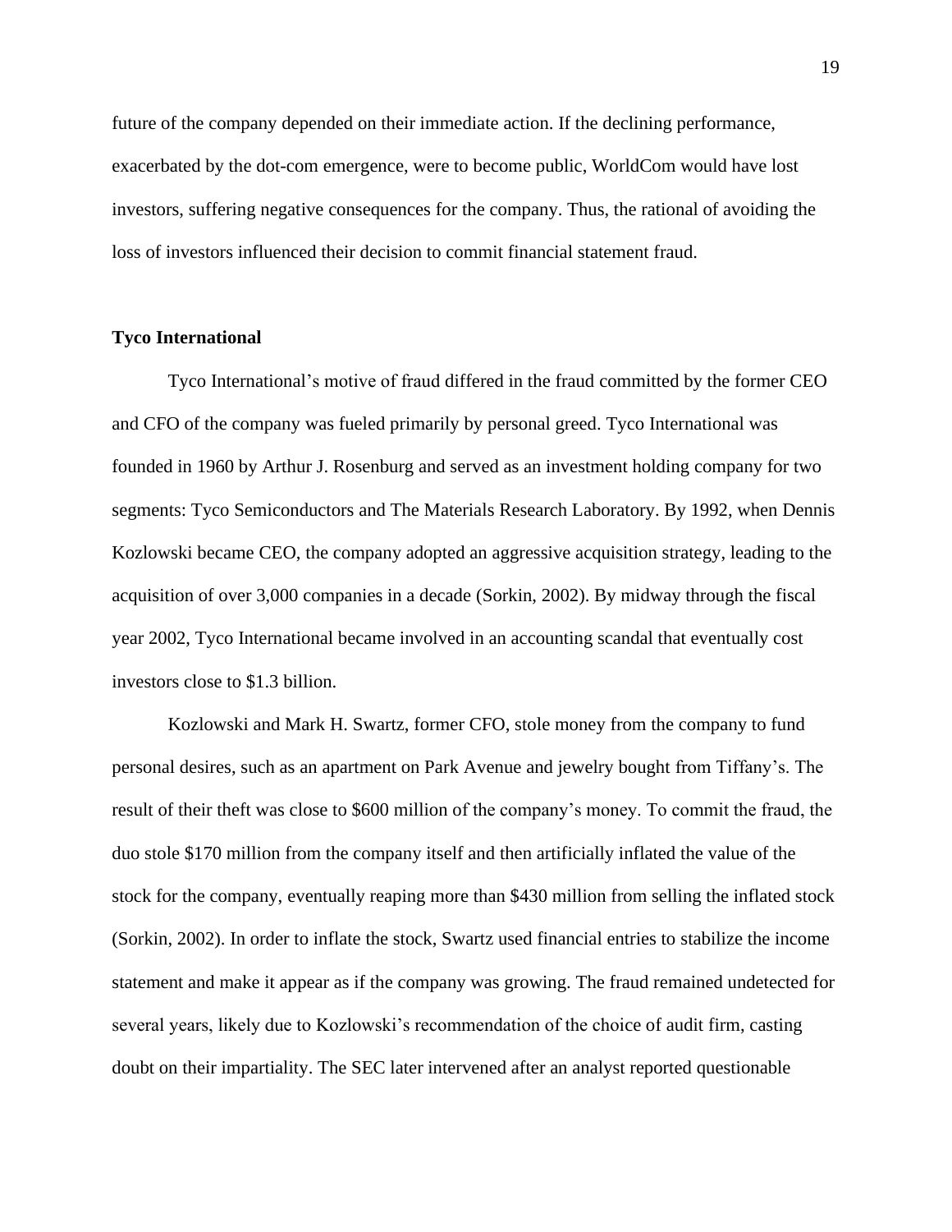future of the company depended on their immediate action. If the declining performance, exacerbated by the dot-com emergence, were to become public, WorldCom would have lost investors, suffering negative consequences for the company. Thus, the rational of avoiding the loss of investors influenced their decision to commit financial statement fraud.

**Tyco International**

Tyco International's motive of fraud differed in the fraud committed by the former CEO and CFO of the company was fueled primarily by personal greed. Tyco International was founded in 1960 by Arthur J. Rosenburg and served as an investment holding company for two segments: Tyco Semiconductors and The Materials Research Laboratory. By 1992, when Dennis Kozlowski became CEO, the company adopted an aggressive acquisition strategy, leading to the acquisition of over 3,000 companies in a decade (Sorkin, 2002). By midway through the fiscal year 2002, Tyco International became involved in an accounting scandal that eventually cost investors close to $1.3 billion.

Kozlowski and Mark H. Swartz, former CFO, stole money from the company to fund personal desires, such as an apartment on Park Avenue and jewelry bought from Tiffany's. The result of their theft was close to $600 million of the company's money. To commit the fraud, the duo stole $170 million from the company itself and then artificially inflated the value of the stock for the company, eventually reaping more than $430 million from selling the inflated stock (Sorkin, 2002). In order to inflate the stock, Swartz used financial entries to stabilize the income statement and make it appear as if the company was growing. The fraud remained undetected for several years, likely due to Kozlowski's recommendation of the choice of audit firm, casting doubt on their impartiality. The SEC later intervened after an analyst reported questionable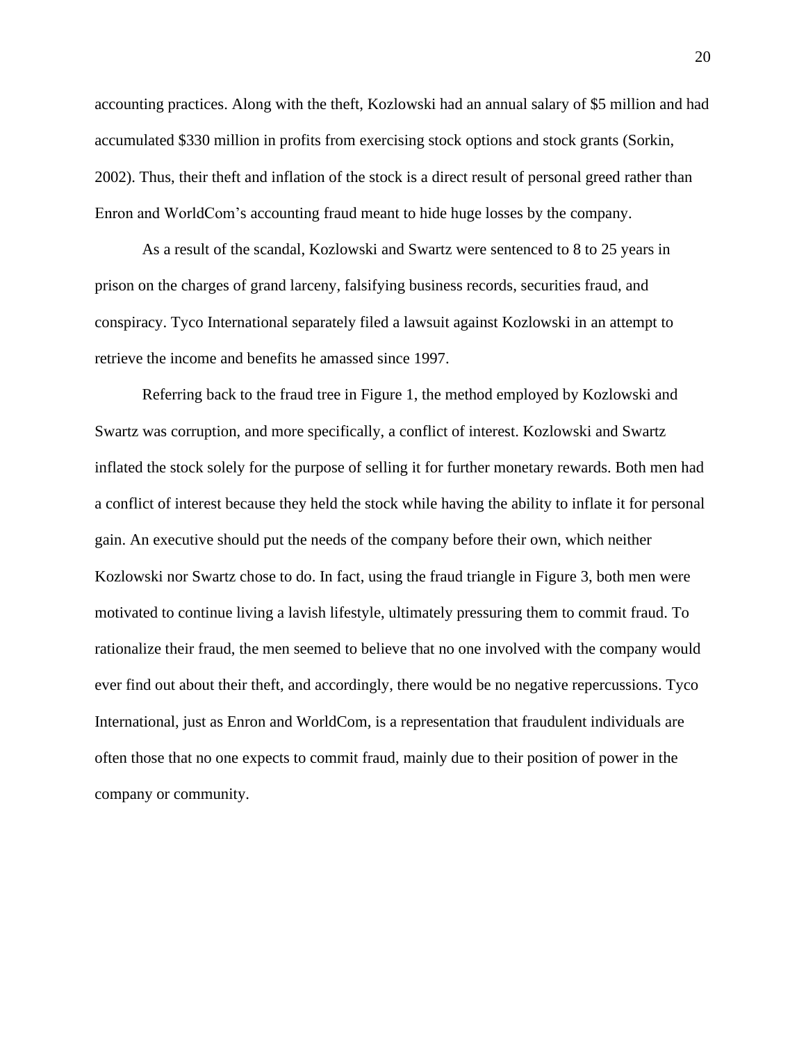accounting practices. Along with the theft, Kozlowski had an annual salary of $5 million and had accumulated $330 million in profits from exercising stock options and stock grants (Sorkin, 2002). Thus, their theft and inflation of the stock is a direct result of personal greed rather than Enron and WorldCom's accounting fraud meant to hide huge losses by the company.

As a result of the scandal, Kozlowski and Swartz were sentenced to 8 to 25 years in prison on the charges of grand larceny, falsifying business records, securities fraud, and conspiracy. Tyco International separately filed a lawsuit against Kozlowski in an attempt to retrieve the income and benefits he amassed since 1997.

Referring back to the fraud tree in Figure 1, the method employed by Kozlowski and Swartz was corruption, and more specifically, a conflict of interest. Kozlowski and Swartz inflated the stock solely for the purpose of selling it for further monetary rewards. Both men had a conflict of interest because they held the stock while having the ability to inflate it for personal gain. An executive should put the needs of the company before their own, which neither Kozlowski nor Swartz chose to do. In fact, using the fraud triangle in Figure 3, both men were motivated to continue living a lavish lifestyle, ultimately pressuring them to commit fraud. To rationalize their fraud, the men seemed to believe that no one involved with the company would ever find out about their theft, and accordingly, there would be no negative repercussions. Tyco International, just as Enron and WorldCom, is a representation that fraudulent individuals are often those that no one expects to commit fraud, mainly due to their position of power in the company or community.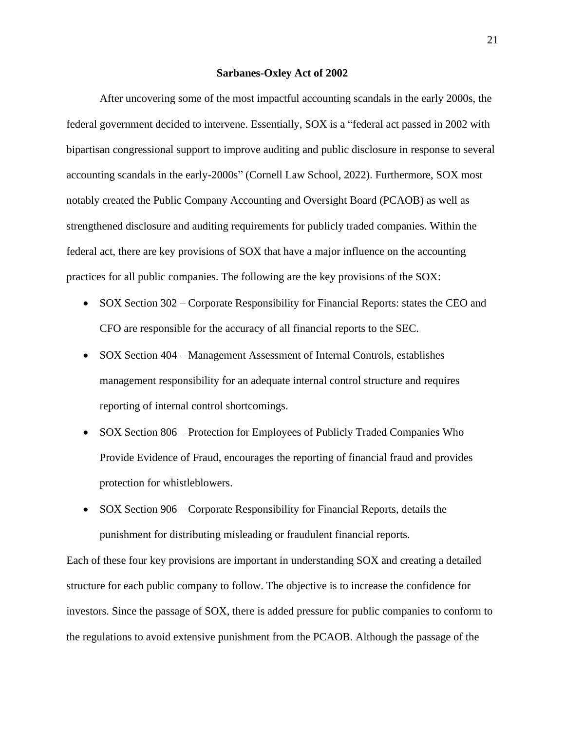## Sarbanes-Oxley Act of 2002

After uncovering some of the most impactful accounting scandals in the early 2000s, the federal government decided to intervene. Essentially, SOX is a "federal act passed in 2002 with bipartisan congressional support to improve auditing and public disclosure in response to several accounting scandals in the early-2000s" (Cornell Law School, 2022). Furthermore, SOX most notably created the Public Company Accounting and Oversight Board (PCAOB) as well as strengthened disclosure and auditing requirements for publicly traded companies. Within the federal act, there are key provisions of SOX that have a major influence on the accounting practices for all public companies. The following are the key provisions of the SOX:

- SOX Section 302 – Corporate Responsibility for Financial Reports: states the CEO and CFO are responsible for the accuracy of all financial reports to the SEC.
- SOX Section 404 – Management Assessment of Internal Controls, establishes management responsibility for an adequate internal control structure and requires reporting of internal control shortcomings.
- SOX Section 806 – Protection for Employees of Publicly Traded Companies Who Provide Evidence of Fraud, encourages the reporting of financial fraud and provides protection for whistleblowers.
- SOX Section 906 – Corporate Responsibility for Financial Reports, details the punishment for distributing misleading or fraudulent financial reports.

Each of these four key provisions are important in understanding SOX and creating a detailed structure for each public company to follow. The objective is to increase the confidence for investors. Since the passage of SOX, there is added pressure for public companies to conform to the regulations to avoid extensive punishment from the PCAOB. Although the passage of the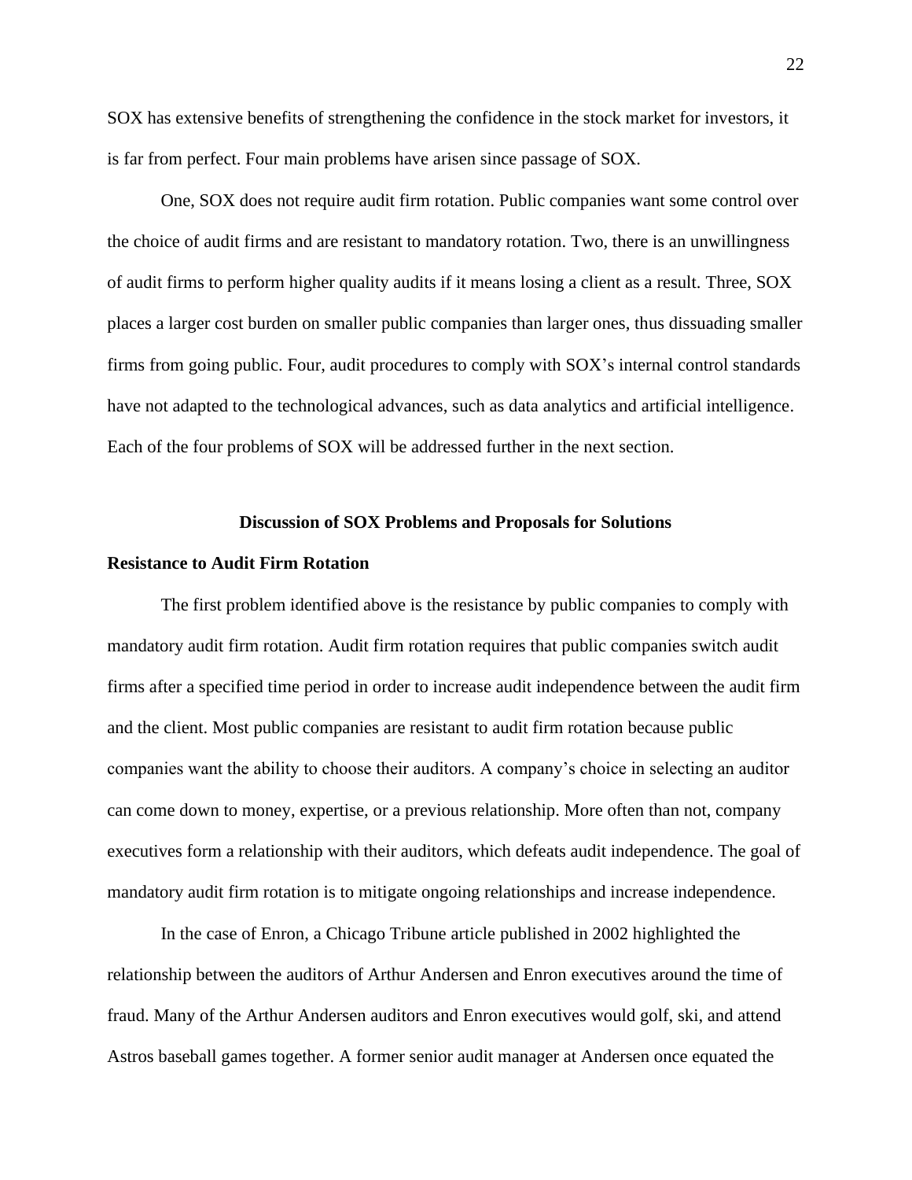SOX has extensive benefits of strengthening the confidence in the stock market for investors, it is far from perfect. Four main problems have arisen since passage of SOX.

One, SOX does not require audit firm rotation. Public companies want some control over the choice of audit firms and are resistant to mandatory rotation. Two, there is an unwillingness of audit firms to perform higher quality audits if it means losing a client as a result. Three, SOX places a larger cost burden on smaller public companies than larger ones, thus dissuading smaller firms from going public. Four, audit procedures to comply with SOX's internal control standards have not adapted to the technological advances, such as data analytics and artificial intelligence. Each of the four problems of SOX will be addressed further in the next section.

## Discussion of SOX Problems and Proposals for Solutions

### Resistance to Audit Firm Rotation

The first problem identified above is the resistance by public companies to comply with mandatory audit firm rotation. Audit firm rotation requires that public companies switch audit firms after a specified time period in order to increase audit independence between the audit firm and the client. Most public companies are resistant to audit firm rotation because public companies want the ability to choose their auditors. A company's choice in selecting an auditor can come down to money, expertise, or a previous relationship. More often than not, company executives form a relationship with their auditors, which defeats audit independence. The goal of mandatory audit firm rotation is to mitigate ongoing relationships and increase independence.

In the case of Enron, a Chicago Tribune article published in 2002 highlighted the relationship between the auditors of Arthur Andersen and Enron executives around the time of fraud. Many of the Arthur Andersen auditors and Enron executives would golf, ski, and attend Astros baseball games together. A former senior audit manager at Andersen once equated the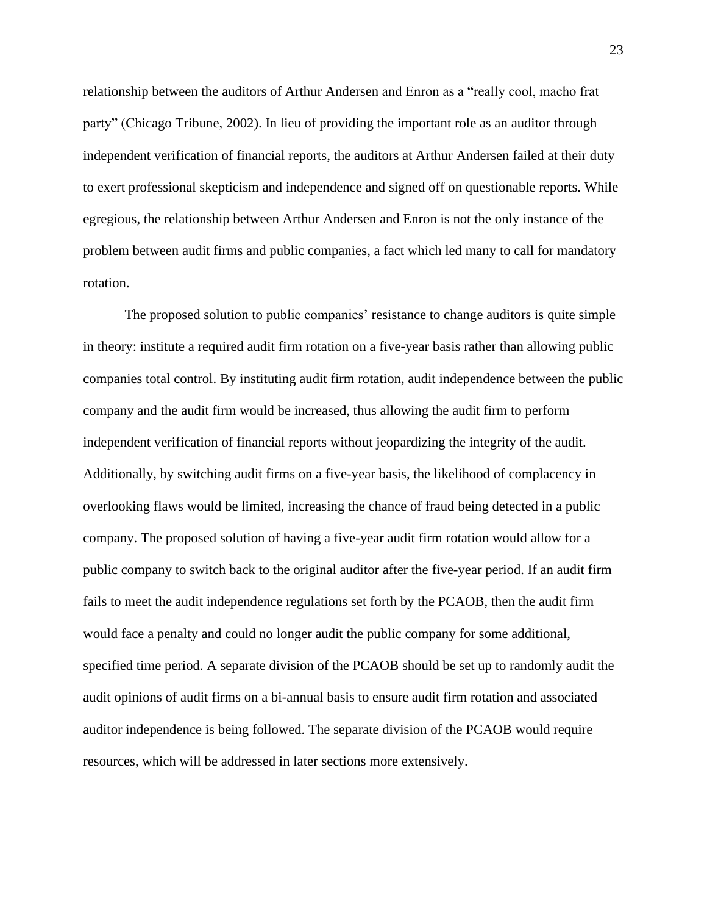relationship between the auditors of Arthur Andersen and Enron as a "really cool, macho frat party" (Chicago Tribune, 2002). In lieu of providing the important role as an auditor through independent verification of financial reports, the auditors at Arthur Andersen failed at their duty to exert professional skepticism and independence and signed off on questionable reports. While egregious, the relationship between Arthur Andersen and Enron is not the only instance of the problem between audit firms and public companies, a fact which led many to call for mandatory rotation.

The proposed solution to public companies' resistance to change auditors is quite simple in theory: institute a required audit firm rotation on a five-year basis rather than allowing public companies total control. By instituting audit firm rotation, audit independence between the public company and the audit firm would be increased, thus allowing the audit firm to perform independent verification of financial reports without jeopardizing the integrity of the audit. Additionally, by switching audit firms on a five-year basis, the likelihood of complacency in overlooking flaws would be limited, increasing the chance of fraud being detected in a public company. The proposed solution of having a five-year audit firm rotation would allow for a public company to switch back to the original auditor after the five-year period. If an audit firm fails to meet the audit independence regulations set forth by the PCAOB, then the audit firm would face a penalty and could no longer audit the public company for some additional, specified time period. A separate division of the PCAOB should be set up to randomly audit the audit opinions of audit firms on a bi-annual basis to ensure audit firm rotation and associated auditor independence is being followed. The separate division of the PCAOB would require resources, which will be addressed in later sections more extensively.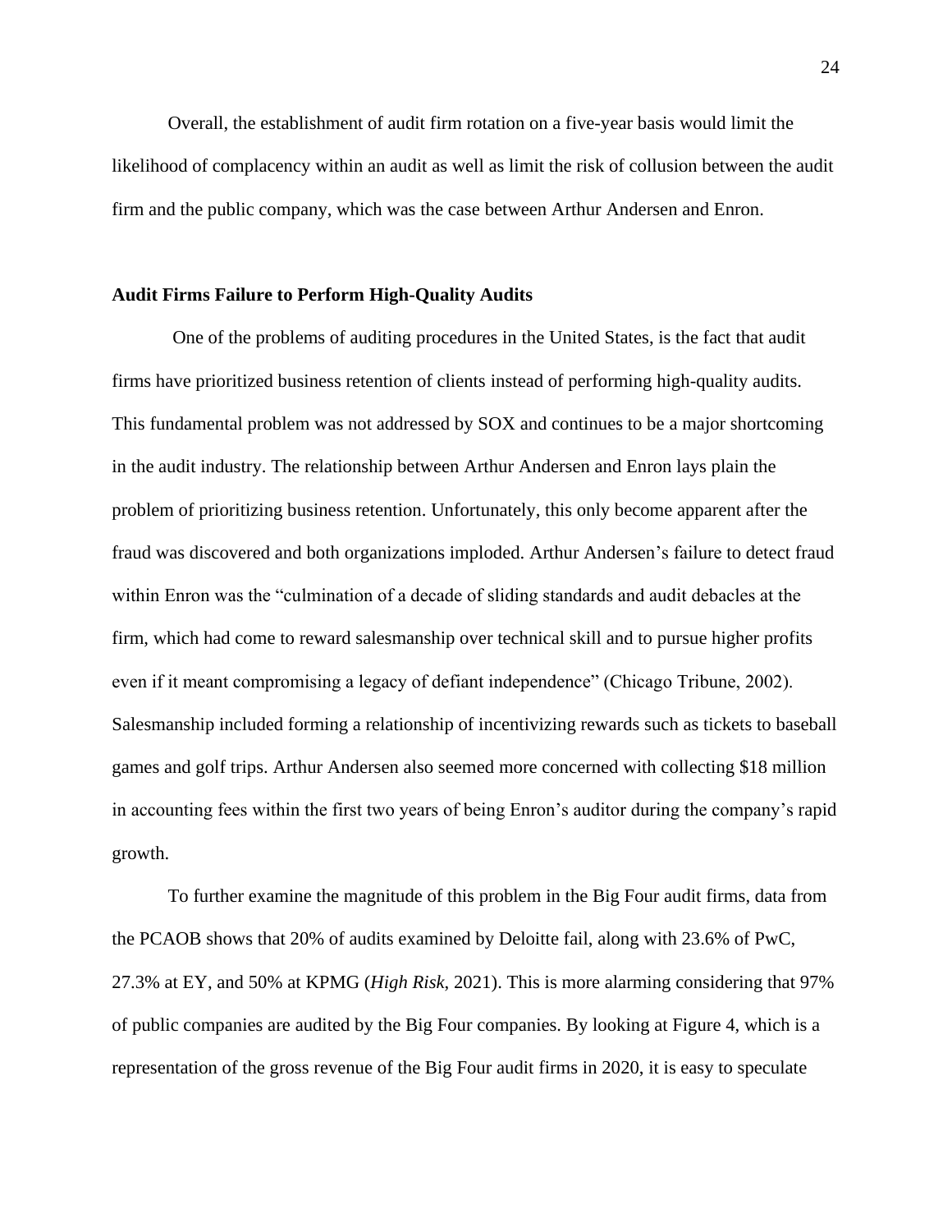Overall, the establishment of audit firm rotation on a five-year basis would limit the likelihood of complacency within an audit as well as limit the risk of collusion between the audit firm and the public company, which was the case between Arthur Andersen and Enron.

**Audit Firms Failure to Perform High-Quality Audits**

One of the problems of auditing procedures in the United States, is the fact that audit firms have prioritized business retention of clients instead of performing high-quality audits. This fundamental problem was not addressed by SOX and continues to be a major shortcoming in the audit industry. The relationship between Arthur Andersen and Enron lays plain the problem of prioritizing business retention. Unfortunately, this only become apparent after the fraud was discovered and both organizations imploded. Arthur Andersen's failure to detect fraud within Enron was the "culmination of a decade of sliding standards and audit debacles at the firm, which had come to reward salesmanship over technical skill and to pursue higher profits even if it meant compromising a legacy of defiant independence" (Chicago Tribune, 2002). Salesmanship included forming a relationship of incentivizing rewards such as tickets to baseball games and golf trips. Arthur Andersen also seemed more concerned with collecting $18 million in accounting fees within the first two years of being Enron's auditor during the company's rapid growth.

To further examine the magnitude of this problem in the Big Four audit firms, data from the PCAOB shows that 20% of audits examined by Deloitte fail, along with 23.6% of PwC, 27.3% at EY, and 50% at KPMG (*High Risk*, 2021). This is more alarming considering that 97% of public companies are audited by the Big Four companies. By looking at Figure 4, which is a representation of the gross revenue of the Big Four audit firms in 2020, it is easy to speculate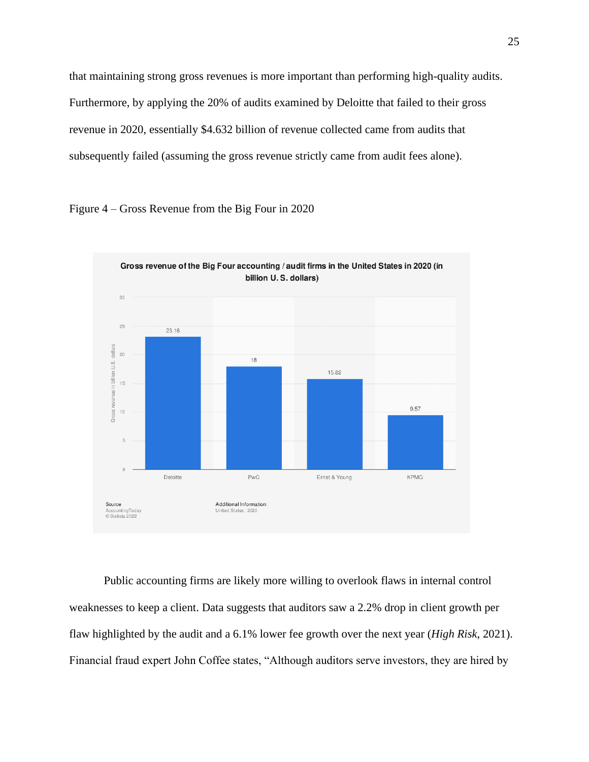that maintaining strong gross revenues is more important than performing high-quality audits. Furthermore, by applying the 20% of audits examined by Deloitte that failed to their gross revenue in 2020, essentially $4.632 billion of revenue collected came from audits that subsequently failed (assuming the gross revenue strictly came from audit fees alone).

Figure 4 – Gross Revenue from the Big Four in 2020

**Gross revenue of the Big Four accounting / audit firms in the United States in 2020 (in billion U. S. dollars)**

| Firm | Gross revenue in billion U.S. dollars |
|---|---|
| Deloitte | 23.16 |
| PwC | 18 |
| Ernst & Young | 15.82 |
| KPMG | 9.57 |

Source: AccountingToday © Statista 2022

Additional Information: United States; 2020

Public accounting firms are likely more willing to overlook flaws in internal control weaknesses to keep a client. Data suggests that auditors saw a 2.2% drop in client growth per flaw highlighted by the audit and a 6.1% lower fee growth over the next year (*High Risk*, 2021). Financial fraud expert John Coffee states, "Although auditors serve investors, they are hired by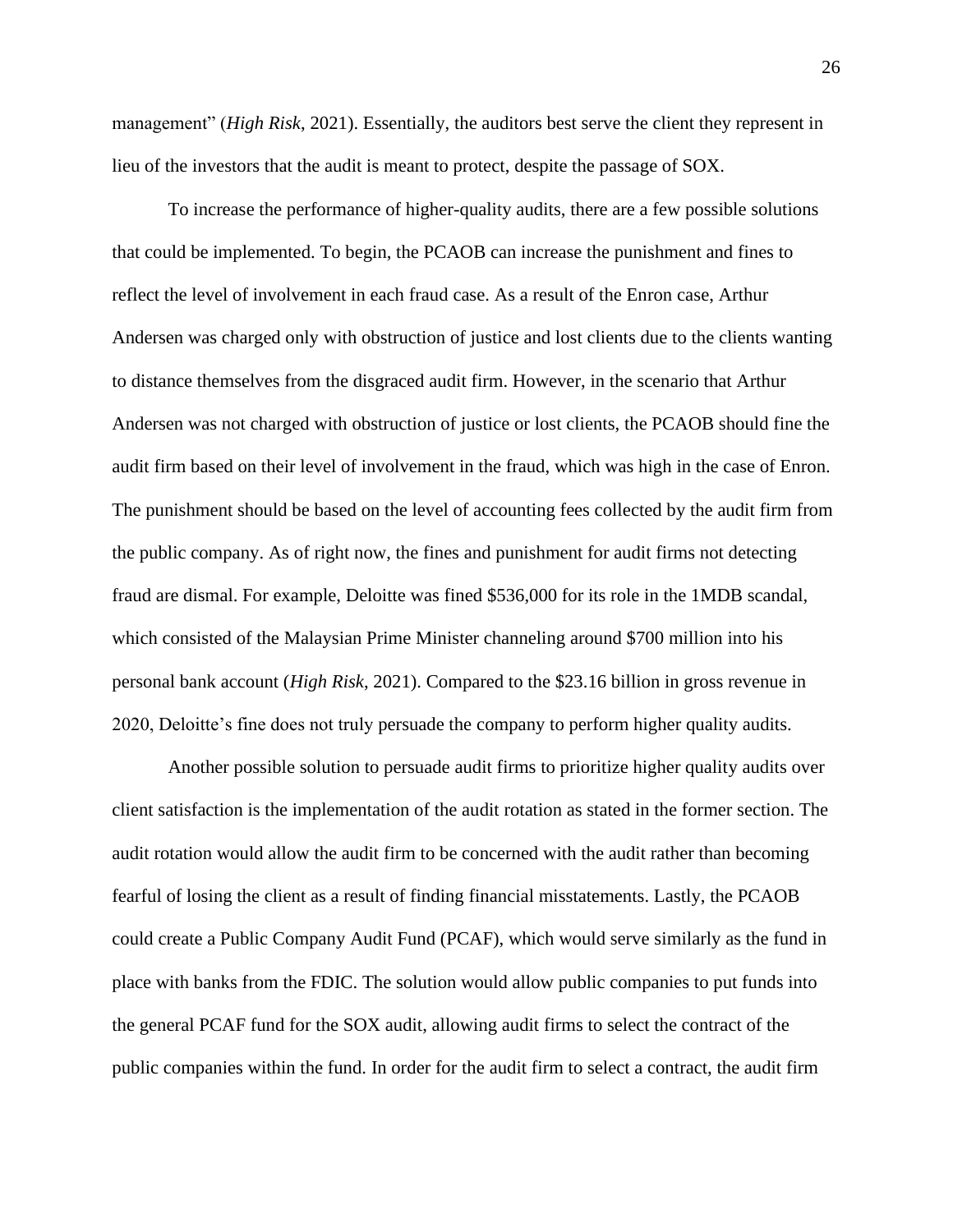management" (*High Risk*, 2021). Essentially, the auditors best serve the client they represent in lieu of the investors that the audit is meant to protect, despite the passage of SOX.

To increase the performance of higher-quality audits, there are a few possible solutions that could be implemented. To begin, the PCAOB can increase the punishment and fines to reflect the level of involvement in each fraud case. As a result of the Enron case, Arthur Andersen was charged only with obstruction of justice and lost clients due to the clients wanting to distance themselves from the disgraced audit firm. However, in the scenario that Arthur Andersen was not charged with obstruction of justice or lost clients, the PCAOB should fine the audit firm based on their level of involvement in the fraud, which was high in the case of Enron. The punishment should be based on the level of accounting fees collected by the audit firm from the public company. As of right now, the fines and punishment for audit firms not detecting fraud are dismal. For example, Deloitte was fined $536,000 for its role in the 1MDB scandal, which consisted of the Malaysian Prime Minister channeling around $700 million into his personal bank account (*High Risk*, 2021). Compared to the $23.16 billion in gross revenue in 2020, Deloitte's fine does not truly persuade the company to perform higher quality audits.

Another possible solution to persuade audit firms to prioritize higher quality audits over client satisfaction is the implementation of the audit rotation as stated in the former section. The audit rotation would allow the audit firm to be concerned with the audit rather than becoming fearful of losing the client as a result of finding financial misstatements. Lastly, the PCAOB could create a Public Company Audit Fund (PCAF), which would serve similarly as the fund in place with banks from the FDIC. The solution would allow public companies to put funds into the general PCAF fund for the SOX audit, allowing audit firms to select the contract of the public companies within the fund. In order for the audit firm to select a contract, the audit firm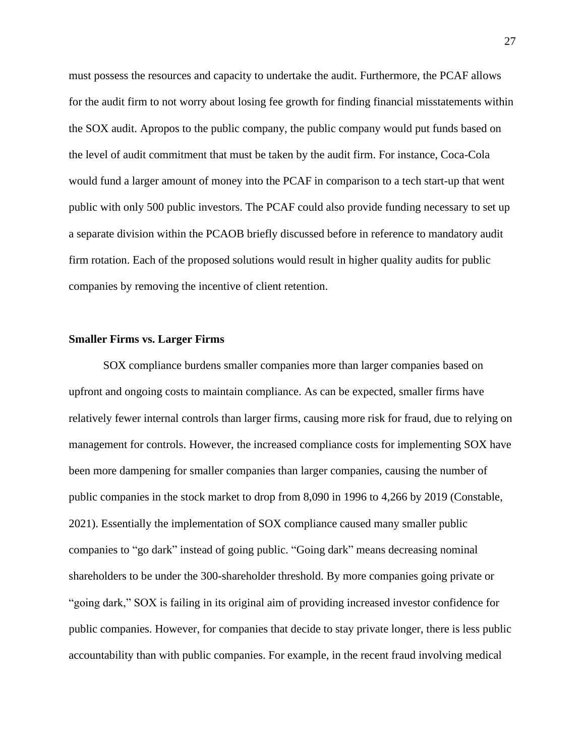must possess the resources and capacity to undertake the audit. Furthermore, the PCAF allows for the audit firm to not worry about losing fee growth for finding financial misstatements within the SOX audit. Apropos to the public company, the public company would put funds based on the level of audit commitment that must be taken by the audit firm. For instance, Coca-Cola would fund a larger amount of money into the PCAF in comparison to a tech start-up that went public with only 500 public investors. The PCAF could also provide funding necessary to set up a separate division within the PCAOB briefly discussed before in reference to mandatory audit firm rotation. Each of the proposed solutions would result in higher quality audits for public companies by removing the incentive of client retention.

**Smaller Firms vs. Larger Firms**

SOX compliance burdens smaller companies more than larger companies based on upfront and ongoing costs to maintain compliance. As can be expected, smaller firms have relatively fewer internal controls than larger firms, causing more risk for fraud, due to relying on management for controls. However, the increased compliance costs for implementing SOX have been more dampening for smaller companies than larger companies, causing the number of public companies in the stock market to drop from 8,090 in 1996 to 4,266 by 2019 (Constable, 2021). Essentially the implementation of SOX compliance caused many smaller public companies to "go dark" instead of going public. "Going dark" means decreasing nominal shareholders to be under the 300-shareholder threshold. By more companies going private or "going dark," SOX is failing in its original aim of providing increased investor confidence for public companies. However, for companies that decide to stay private longer, there is less public accountability than with public companies. For example, in the recent fraud involving medical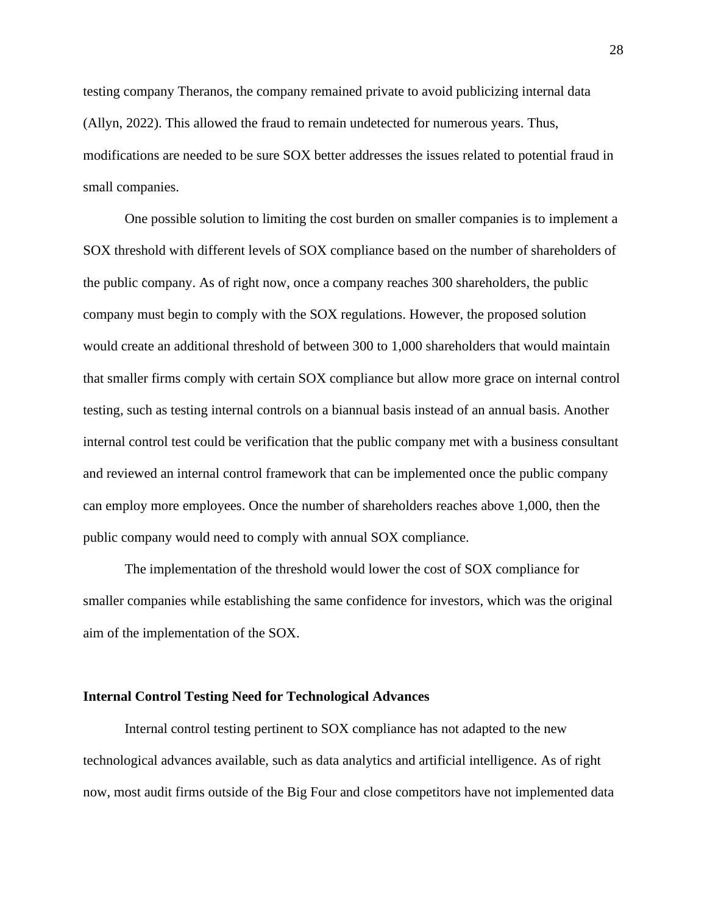testing company Theranos, the company remained private to avoid publicizing internal data (Allyn, 2022). This allowed the fraud to remain undetected for numerous years. Thus, modifications are needed to be sure SOX better addresses the issues related to potential fraud in small companies.

One possible solution to limiting the cost burden on smaller companies is to implement a SOX threshold with different levels of SOX compliance based on the number of shareholders of the public company. As of right now, once a company reaches 300 shareholders, the public company must begin to comply with the SOX regulations. However, the proposed solution would create an additional threshold of between 300 to 1,000 shareholders that would maintain that smaller firms comply with certain SOX compliance but allow more grace on internal control testing, such as testing internal controls on a biannual basis instead of an annual basis. Another internal control test could be verification that the public company met with a business consultant and reviewed an internal control framework that can be implemented once the public company can employ more employees. Once the number of shareholders reaches above 1,000, then the public company would need to comply with annual SOX compliance.

The implementation of the threshold would lower the cost of SOX compliance for smaller companies while establishing the same confidence for investors, which was the original aim of the implementation of the SOX.

### Internal Control Testing Need for Technological Advances

Internal control testing pertinent to SOX compliance has not adapted to the new technological advances available, such as data analytics and artificial intelligence. As of right now, most audit firms outside of the Big Four and close competitors have not implemented data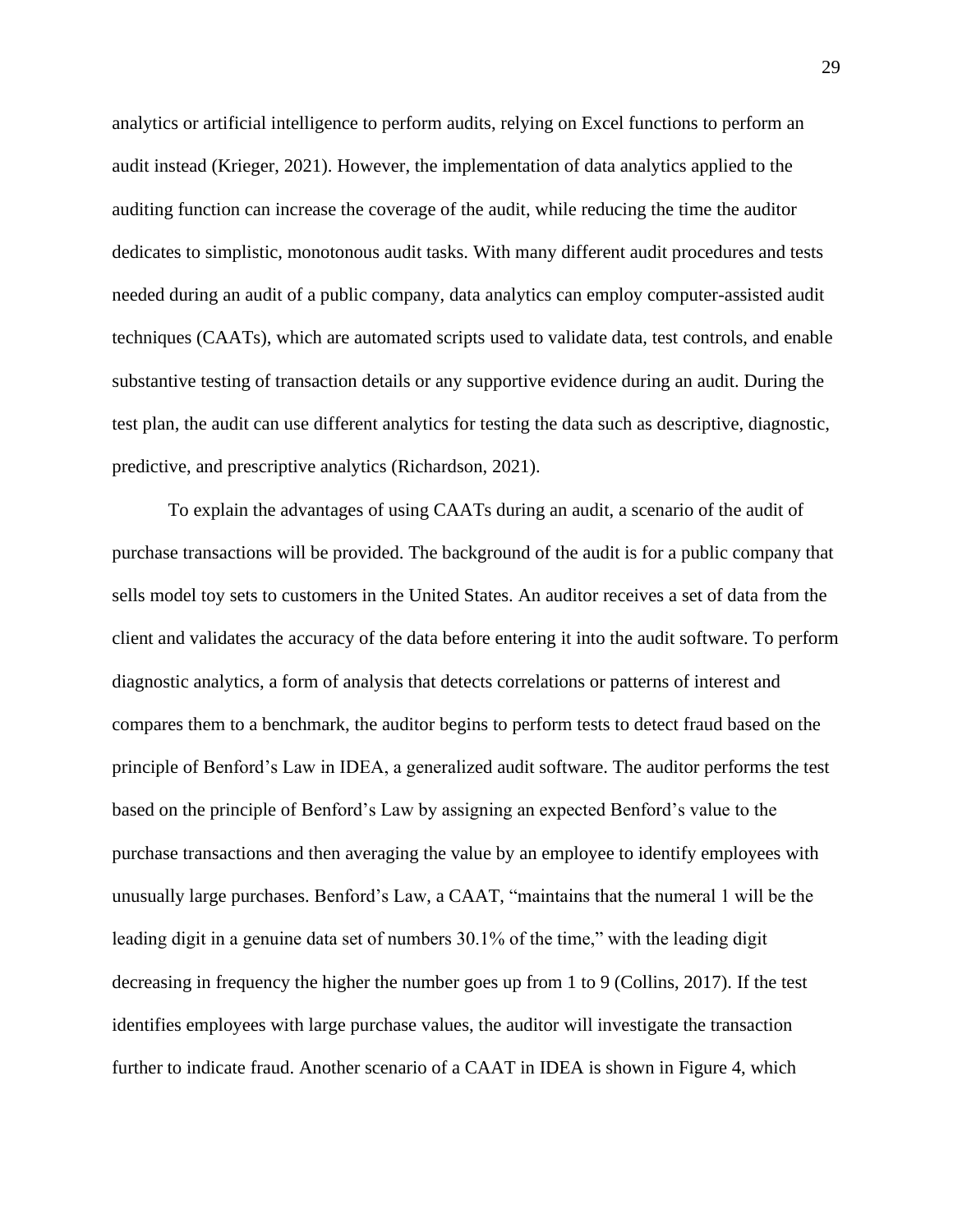analytics or artificial intelligence to perform audits, relying on Excel functions to perform an audit instead (Krieger, 2021). However, the implementation of data analytics applied to the auditing function can increase the coverage of the audit, while reducing the time the auditor dedicates to simplistic, monotonous audit tasks. With many different audit procedures and tests needed during an audit of a public company, data analytics can employ computer-assisted audit techniques (CAATs), which are automated scripts used to validate data, test controls, and enable substantive testing of transaction details or any supportive evidence during an audit. During the test plan, the audit can use different analytics for testing the data such as descriptive, diagnostic, predictive, and prescriptive analytics (Richardson, 2021).

To explain the advantages of using CAATs during an audit, a scenario of the audit of purchase transactions will be provided. The background of the audit is for a public company that sells model toy sets to customers in the United States. An auditor receives a set of data from the client and validates the accuracy of the data before entering it into the audit software. To perform diagnostic analytics, a form of analysis that detects correlations or patterns of interest and compares them to a benchmark, the auditor begins to perform tests to detect fraud based on the principle of Benford's Law in IDEA, a generalized audit software. The auditor performs the test based on the principle of Benford's Law by assigning an expected Benford's value to the purchase transactions and then averaging the value by an employee to identify employees with unusually large purchases. Benford's Law, a CAAT, "maintains that the numeral 1 will be the leading digit in a genuine data set of numbers 30.1% of the time," with the leading digit decreasing in frequency the higher the number goes up from 1 to 9 (Collins, 2017). If the test identifies employees with large purchase values, the auditor will investigate the transaction further to indicate fraud. Another scenario of a CAAT in IDEA is shown in Figure 4, which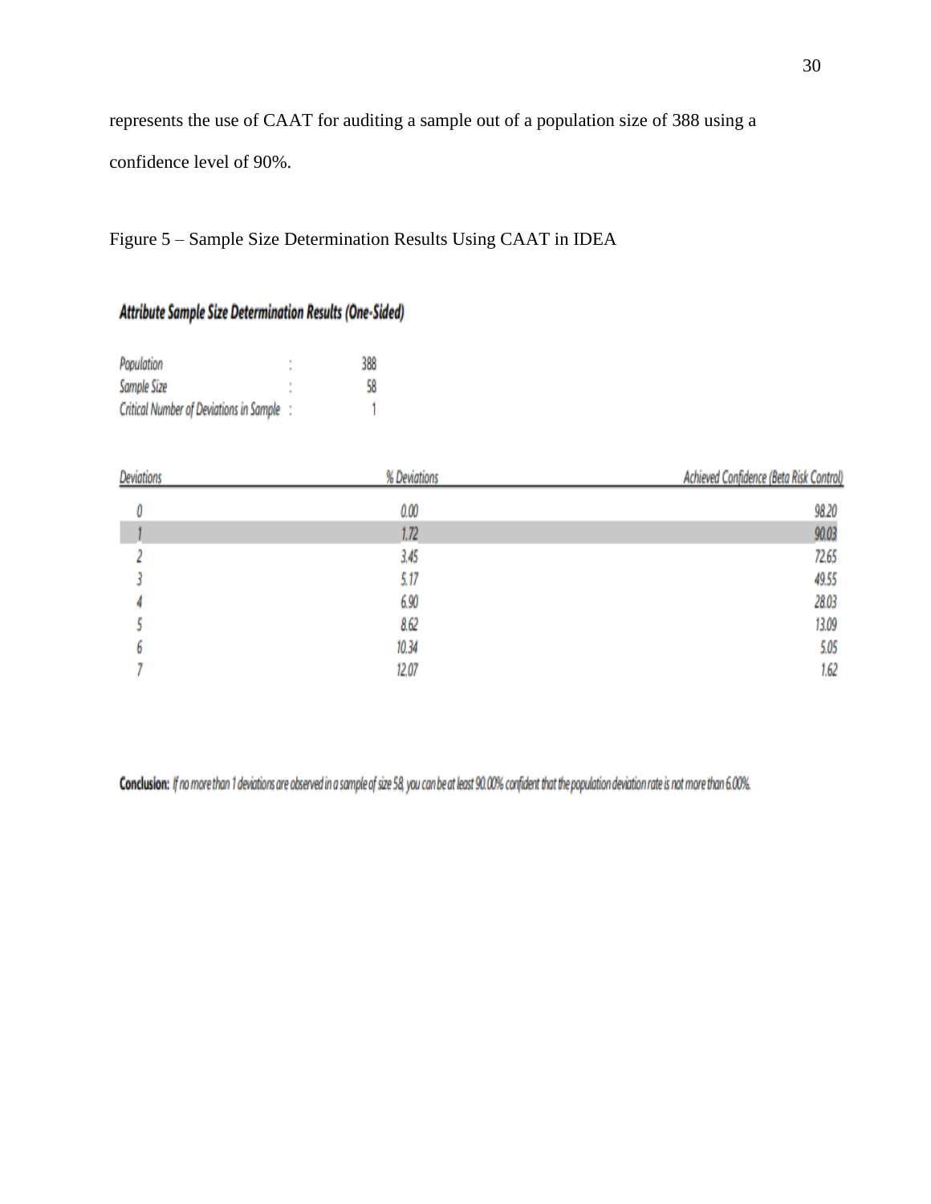represents the use of CAAT for auditing a sample out of a population size of 388 using a confidence level of 90%.

Figure 5 – Sample Size Determination Results Using CAAT in IDEA

**_Attribute Sample Size Determination Results (One-Sided)_**

| | | |
|---|---|---|
| *Population* | : | 388 |
| *Sample Size* | : | 58 |
| *Critical Number of Deviations in Sample* | : | 1 |

| *Deviations* | *% Deviations* | *Achieved Confidence (Beta Risk Control)* |
|---|---|---|
| 0 | 0.00 | 98.20 |
| 1 | 1.72 | 90.03 |
| 2 | 3.45 | 72.65 |
| 3 | 5.17 | 49.55 |
| 4 | 6.90 | 28.03 |
| 5 | 8.62 | 13.09 |
| 6 | 10.34 | 5.05 |
| 7 | 12.07 | 1.62 |

**Conclusion:** *If no more than 1 deviations are observed in a sample of size 58, you can be at least 90.00% confident that the population deviation rate is not more than 6.00%.*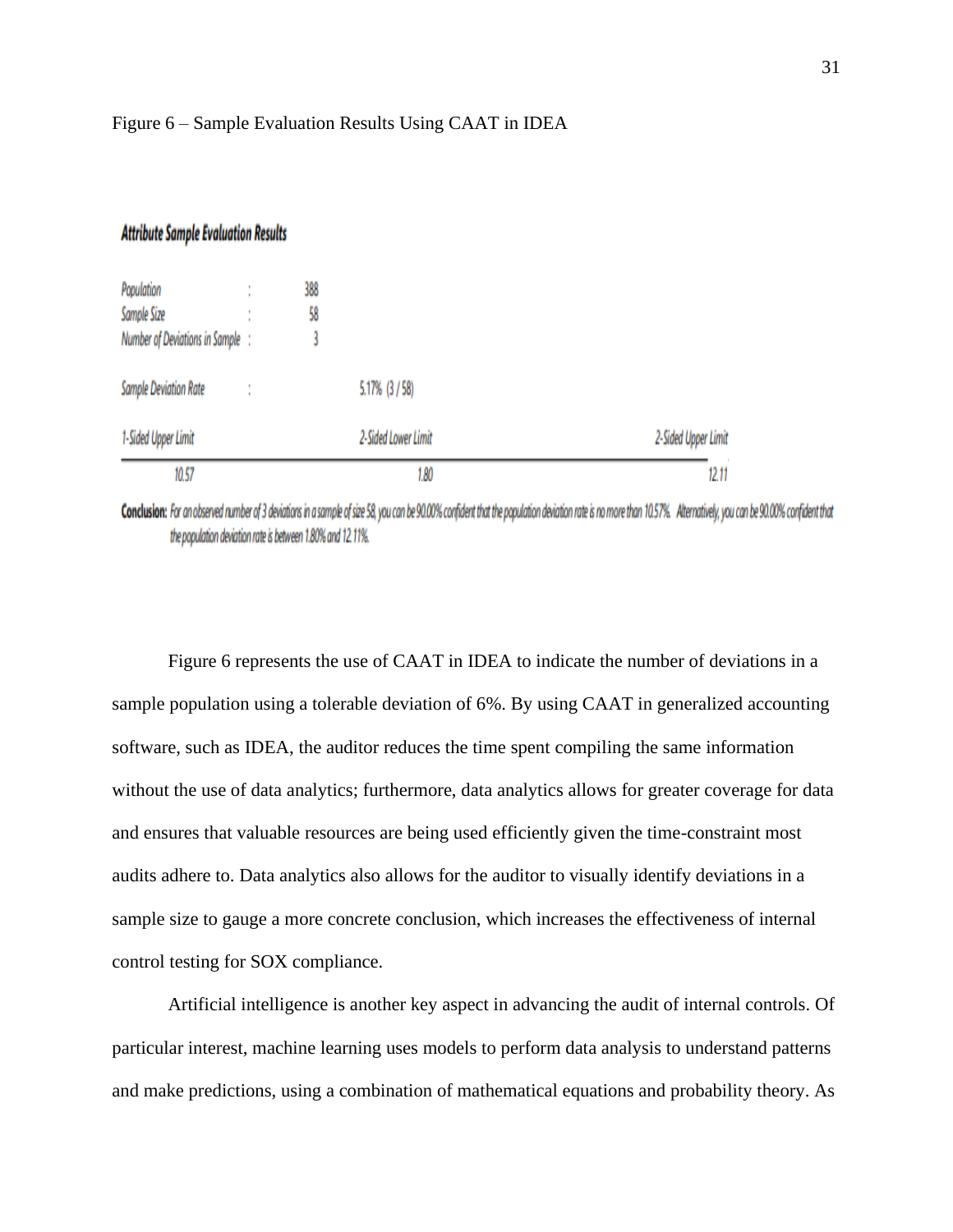Figure 6 – Sample Evaluation Results Using CAAT in IDEA

**Attribute Sample Evaluation Results**

Population : 388
Sample Size : 58
Number of Deviations in Sample : 3

Sample Deviation Rate : 5.17% (3 / 58)

| 1-Sided Upper Limit | 2-Sided Lower Limit | 2-Sided Upper Limit |
| --- | --- | --- |
| 10.57 | 1.80 | 12.11 |

**Conclusion:** For an observed number of 3 deviations in a sample of size 58, you can be 90.00% confident that the population deviation rate is no more than 10.57%. Alternatively, you can be 90.00% confident that the population deviation rate is between 1.80% and 12.11%.

Figure 6 represents the use of CAAT in IDEA to indicate the number of deviations in a sample population using a tolerable deviation of 6%. By using CAAT in generalized accounting software, such as IDEA, the auditor reduces the time spent compiling the same information without the use of data analytics; furthermore, data analytics allows for greater coverage for data and ensures that valuable resources are being used efficiently given the time-constraint most audits adhere to. Data analytics also allows for the auditor to visually identify deviations in a sample size to gauge a more concrete conclusion, which increases the effectiveness of internal control testing for SOX compliance.

Artificial intelligence is another key aspect in advancing the audit of internal controls. Of particular interest, machine learning uses models to perform data analysis to understand patterns and make predictions, using a combination of mathematical equations and probability theory. As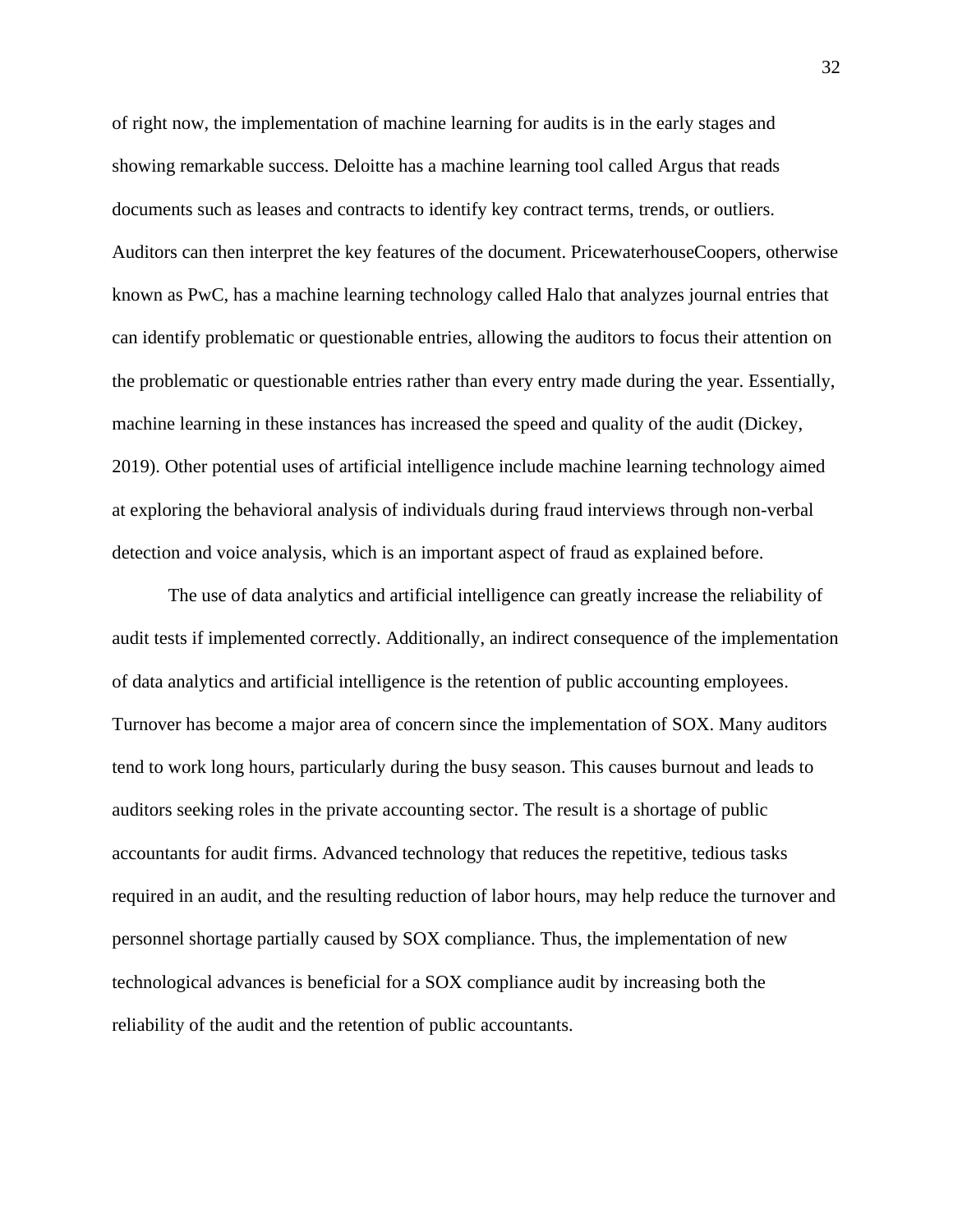of right now, the implementation of machine learning for audits is in the early stages and showing remarkable success. Deloitte has a machine learning tool called Argus that reads documents such as leases and contracts to identify key contract terms, trends, or outliers. Auditors can then interpret the key features of the document. PricewaterhouseCoopers, otherwise known as PwC, has a machine learning technology called Halo that analyzes journal entries that can identify problematic or questionable entries, allowing the auditors to focus their attention on the problematic or questionable entries rather than every entry made during the year. Essentially, machine learning in these instances has increased the speed and quality of the audit (Dickey, 2019). Other potential uses of artificial intelligence include machine learning technology aimed at exploring the behavioral analysis of individuals during fraud interviews through non-verbal detection and voice analysis, which is an important aspect of fraud as explained before.

The use of data analytics and artificial intelligence can greatly increase the reliability of audit tests if implemented correctly. Additionally, an indirect consequence of the implementation of data analytics and artificial intelligence is the retention of public accounting employees. Turnover has become a major area of concern since the implementation of SOX. Many auditors tend to work long hours, particularly during the busy season. This causes burnout and leads to auditors seeking roles in the private accounting sector. The result is a shortage of public accountants for audit firms. Advanced technology that reduces the repetitive, tedious tasks required in an audit, and the resulting reduction of labor hours, may help reduce the turnover and personnel shortage partially caused by SOX compliance. Thus, the implementation of new technological advances is beneficial for a SOX compliance audit by increasing both the reliability of the audit and the retention of public accountants.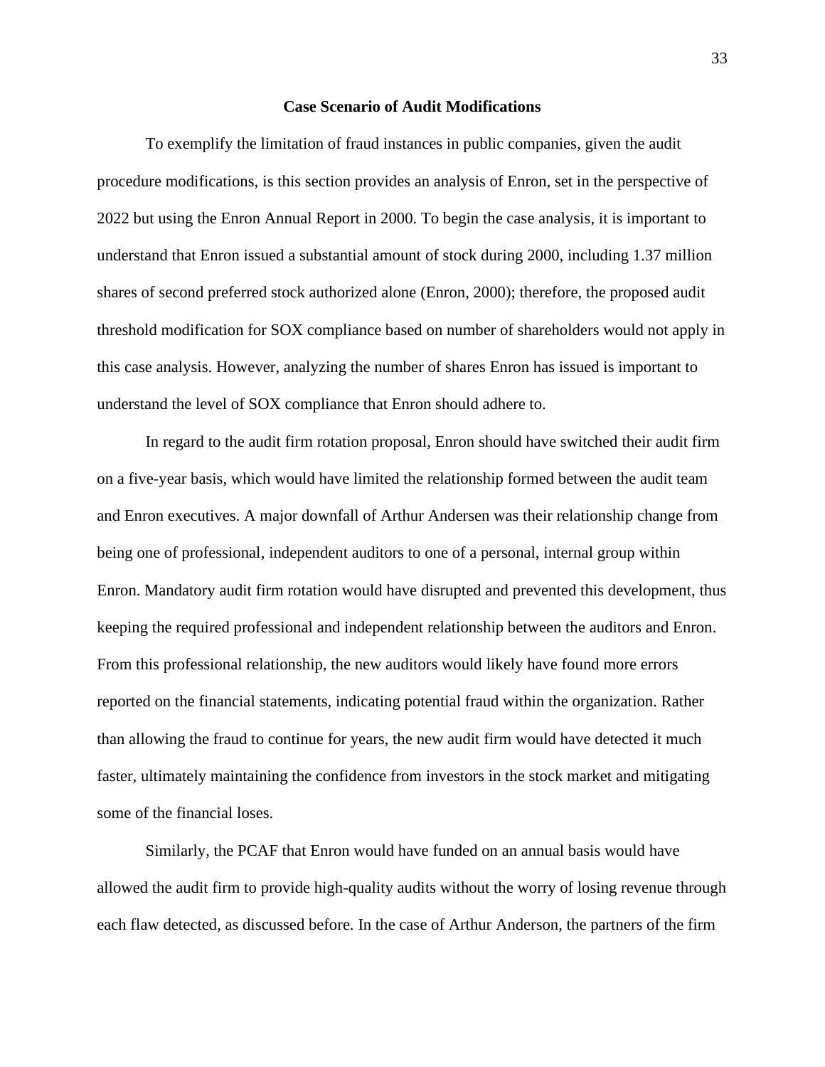**Case Scenario of Audit Modifications**

To exemplify the limitation of fraud instances in public companies, given the audit procedure modifications, is this section provides an analysis of Enron, set in the perspective of 2022 but using the Enron Annual Report in 2000. To begin the case analysis, it is important to understand that Enron issued a substantial amount of stock during 2000, including 1.37 million shares of second preferred stock authorized alone (Enron, 2000); therefore, the proposed audit threshold modification for SOX compliance based on number of shareholders would not apply in this case analysis. However, analyzing the number of shares Enron has issued is important to understand the level of SOX compliance that Enron should adhere to.

In regard to the audit firm rotation proposal, Enron should have switched their audit firm on a five-year basis, which would have limited the relationship formed between the audit team and Enron executives. A major downfall of Arthur Andersen was their relationship change from being one of professional, independent auditors to one of a personal, internal group within Enron. Mandatory audit firm rotation would have disrupted and prevented this development, thus keeping the required professional and independent relationship between the auditors and Enron. From this professional relationship, the new auditors would likely have found more errors reported on the financial statements, indicating potential fraud within the organization. Rather than allowing the fraud to continue for years, the new audit firm would have detected it much faster, ultimately maintaining the confidence from investors in the stock market and mitigating some of the financial loses.

Similarly, the PCAF that Enron would have funded on an annual basis would have allowed the audit firm to provide high-quality audits without the worry of losing revenue through each flaw detected, as discussed before. In the case of Arthur Anderson, the partners of the firm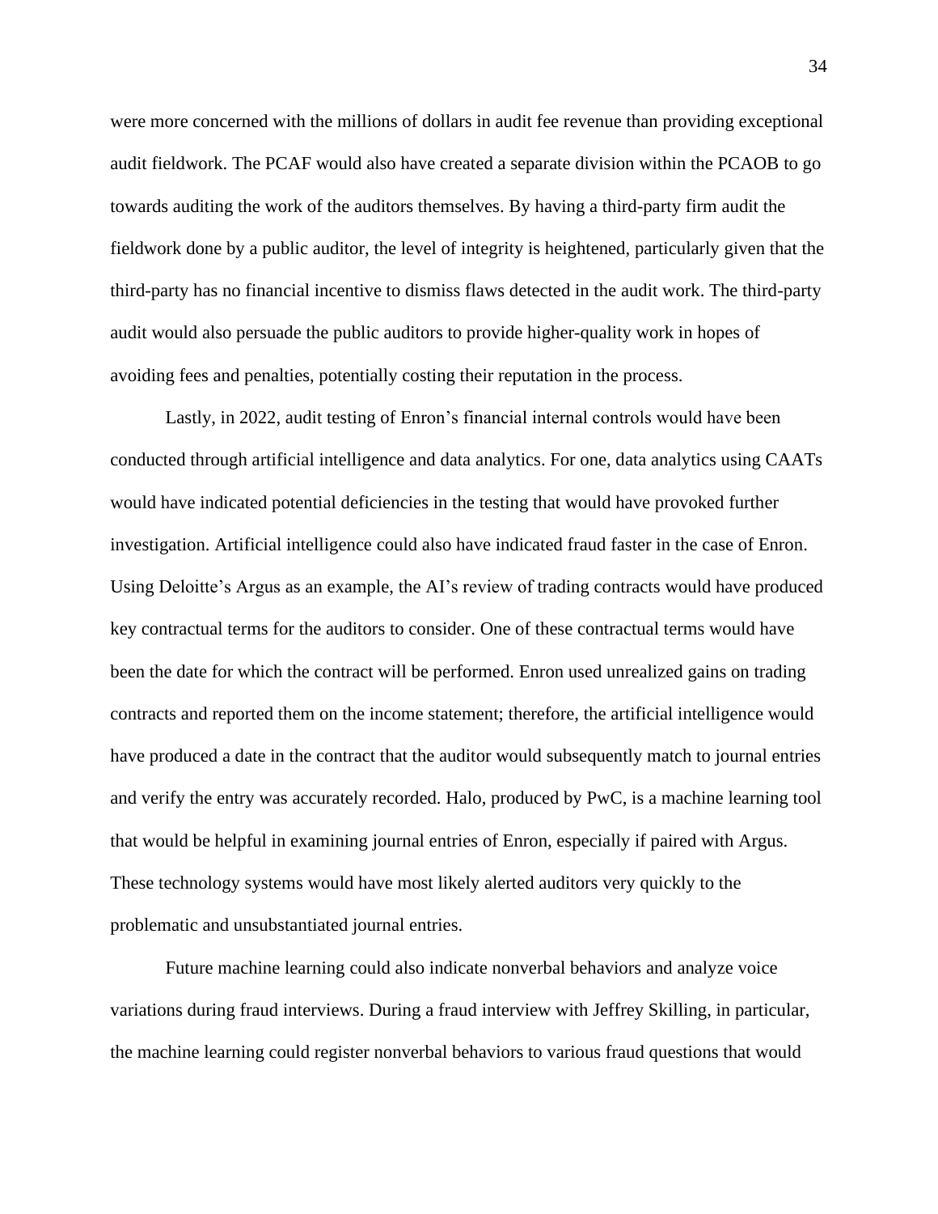were more concerned with the millions of dollars in audit fee revenue than providing exceptional audit fieldwork. The PCAF would also have created a separate division within the PCAOB to go towards auditing the work of the auditors themselves. By having a third-party firm audit the fieldwork done by a public auditor, the level of integrity is heightened, particularly given that the third-party has no financial incentive to dismiss flaws detected in the audit work. The third-party audit would also persuade the public auditors to provide higher-quality work in hopes of avoiding fees and penalties, potentially costing their reputation in the process.

Lastly, in 2022, audit testing of Enron's financial internal controls would have been conducted through artificial intelligence and data analytics. For one, data analytics using CAATs would have indicated potential deficiencies in the testing that would have provoked further investigation. Artificial intelligence could also have indicated fraud faster in the case of Enron. Using Deloitte's Argus as an example, the AI's review of trading contracts would have produced key contractual terms for the auditors to consider. One of these contractual terms would have been the date for which the contract will be performed. Enron used unrealized gains on trading contracts and reported them on the income statement; therefore, the artificial intelligence would have produced a date in the contract that the auditor would subsequently match to journal entries and verify the entry was accurately recorded. Halo, produced by PwC, is a machine learning tool that would be helpful in examining journal entries of Enron, especially if paired with Argus. These technology systems would have most likely alerted auditors very quickly to the problematic and unsubstantiated journal entries.

Future machine learning could also indicate nonverbal behaviors and analyze voice variations during fraud interviews. During a fraud interview with Jeffrey Skilling, in particular, the machine learning could register nonverbal behaviors to various fraud questions that would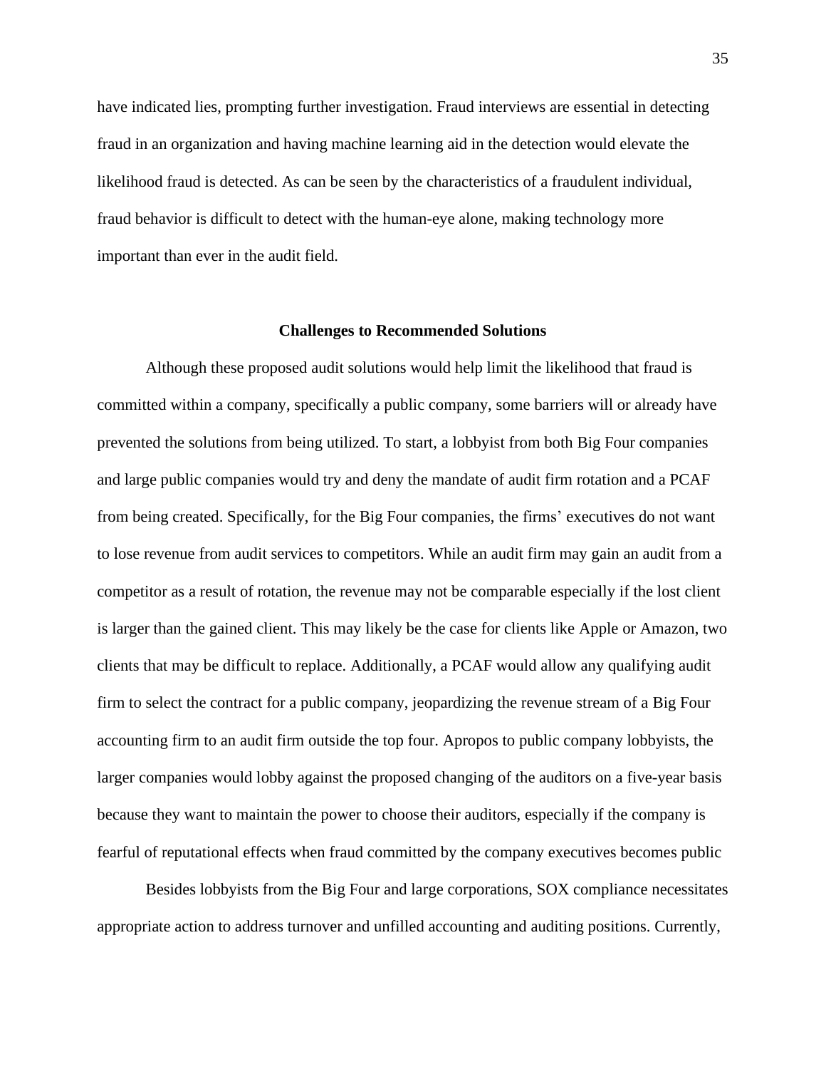have indicated lies, prompting further investigation. Fraud interviews are essential in detecting fraud in an organization and having machine learning aid in the detection would elevate the likelihood fraud is detected. As can be seen by the characteristics of a fraudulent individual, fraud behavior is difficult to detect with the human-eye alone, making technology more important than ever in the audit field.

## Challenges to Recommended Solutions

Although these proposed audit solutions would help limit the likelihood that fraud is committed within a company, specifically a public company, some barriers will or already have prevented the solutions from being utilized. To start, a lobbyist from both Big Four companies and large public companies would try and deny the mandate of audit firm rotation and a PCAF from being created. Specifically, for the Big Four companies, the firms' executives do not want to lose revenue from audit services to competitors. While an audit firm may gain an audit from a competitor as a result of rotation, the revenue may not be comparable especially if the lost client is larger than the gained client. This may likely be the case for clients like Apple or Amazon, two clients that may be difficult to replace. Additionally, a PCAF would allow any qualifying audit firm to select the contract for a public company, jeopardizing the revenue stream of a Big Four accounting firm to an audit firm outside the top four. Apropos to public company lobbyists, the larger companies would lobby against the proposed changing of the auditors on a five-year basis because they want to maintain the power to choose their auditors, especially if the company is fearful of reputational effects when fraud committed by the company executives becomes public

Besides lobbyists from the Big Four and large corporations, SOX compliance necessitates appropriate action to address turnover and unfilled accounting and auditing positions. Currently,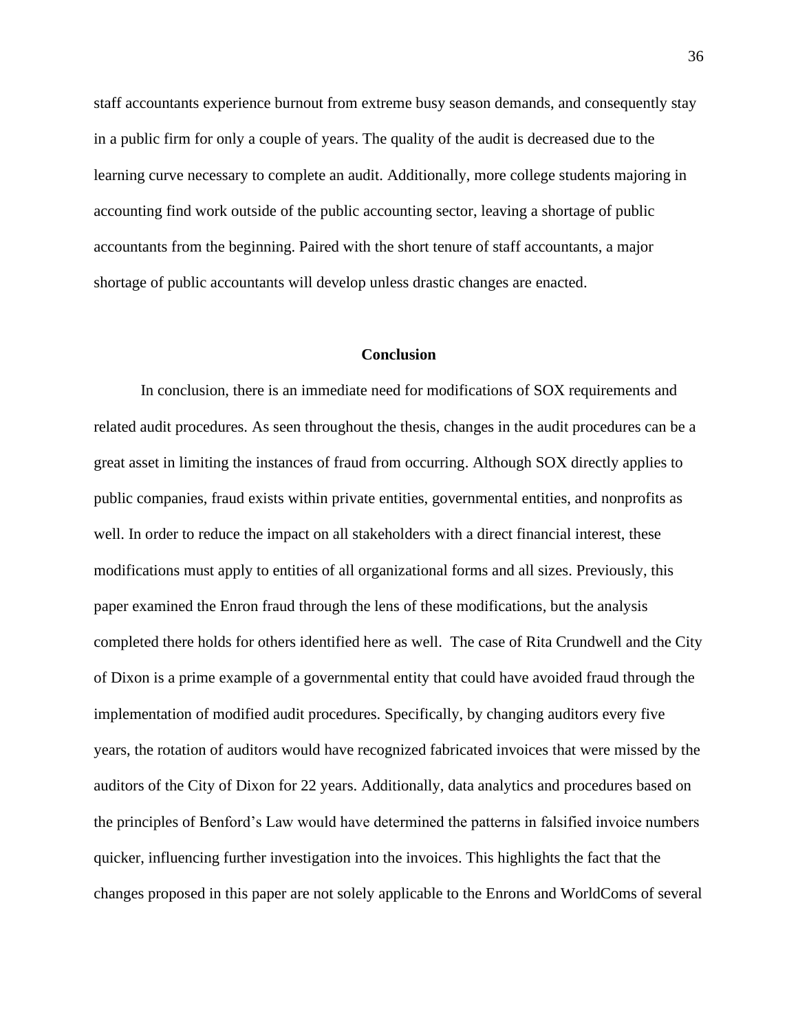staff accountants experience burnout from extreme busy season demands, and consequently stay in a public firm for only a couple of years. The quality of the audit is decreased due to the learning curve necessary to complete an audit. Additionally, more college students majoring in accounting find work outside of the public accounting sector, leaving a shortage of public accountants from the beginning. Paired with the short tenure of staff accountants, a major shortage of public accountants will develop unless drastic changes are enacted.

## Conclusion

In conclusion, there is an immediate need for modifications of SOX requirements and related audit procedures. As seen throughout the thesis, changes in the audit procedures can be a great asset in limiting the instances of fraud from occurring. Although SOX directly applies to public companies, fraud exists within private entities, governmental entities, and nonprofits as well. In order to reduce the impact on all stakeholders with a direct financial interest, these modifications must apply to entities of all organizational forms and all sizes. Previously, this paper examined the Enron fraud through the lens of these modifications, but the analysis completed there holds for others identified here as well. The case of Rita Crundwell and the City of Dixon is a prime example of a governmental entity that could have avoided fraud through the implementation of modified audit procedures. Specifically, by changing auditors every five years, the rotation of auditors would have recognized fabricated invoices that were missed by the auditors of the City of Dixon for 22 years. Additionally, data analytics and procedures based on the principles of Benford's Law would have determined the patterns in falsified invoice numbers quicker, influencing further investigation into the invoices. This highlights the fact that the changes proposed in this paper are not solely applicable to the Enrons and WorldComs of several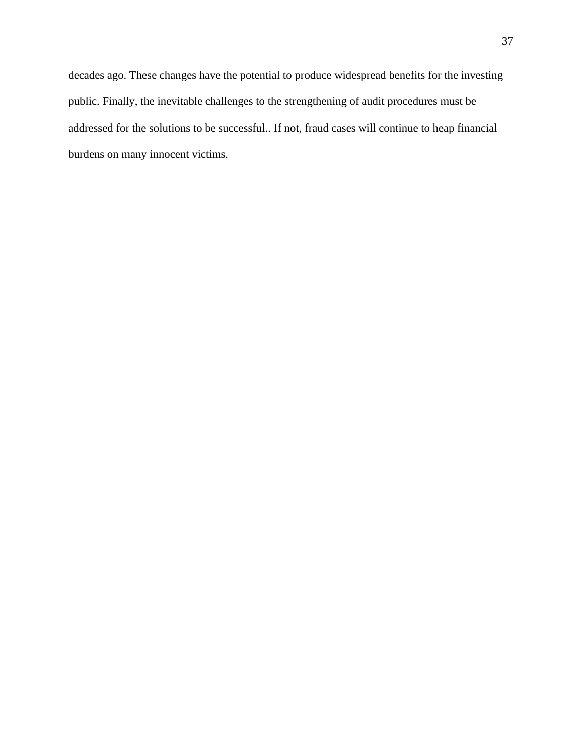decades ago. These changes have the potential to produce widespread benefits for the investing public. Finally, the inevitable challenges to the strengthening of audit procedures must be addressed for the solutions to be successful.. If not, fraud cases will continue to heap financial burdens on many innocent victims.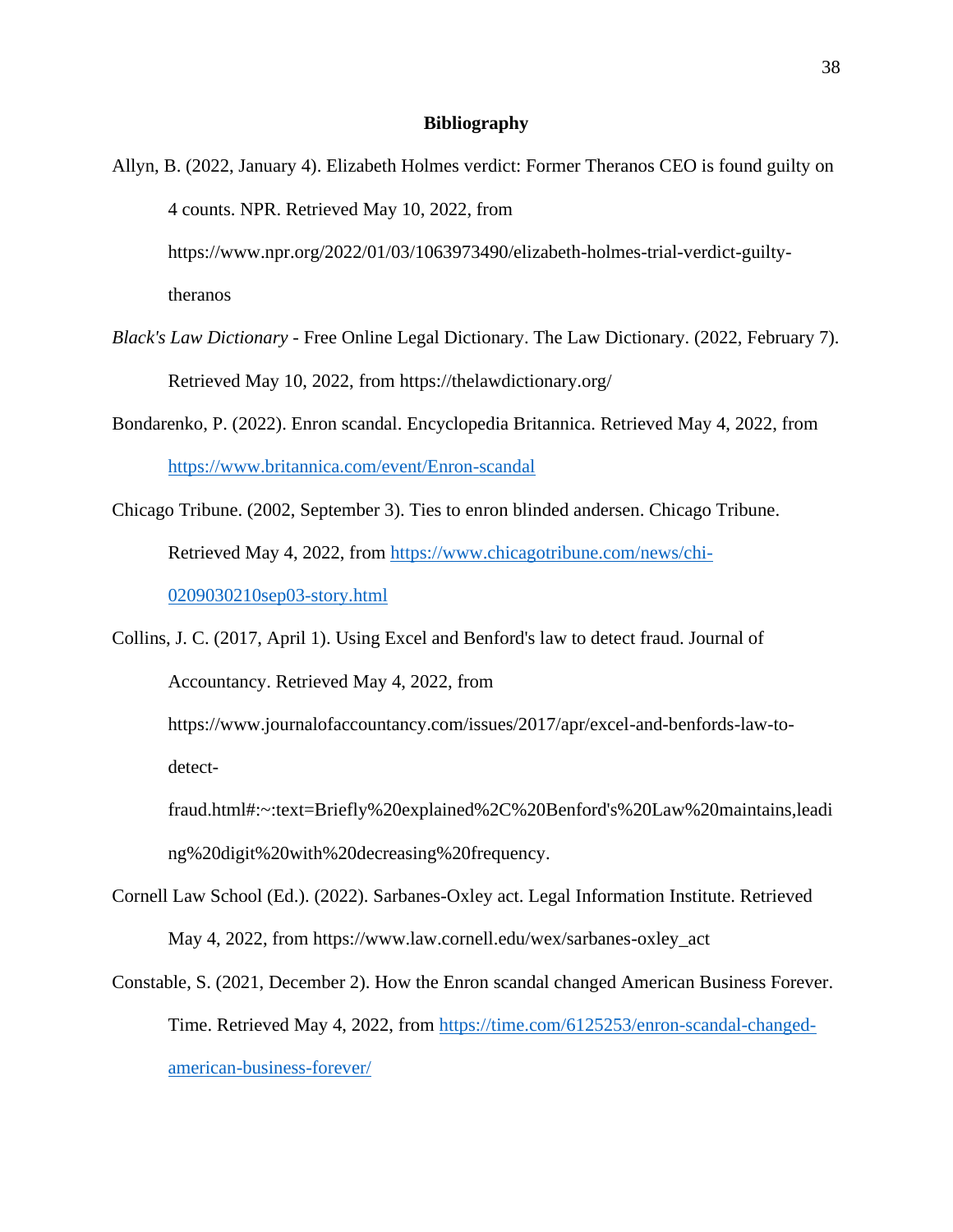## Bibliography

Allyn, B. (2022, January 4). Elizabeth Holmes verdict: Former Theranos CEO is found guilty on 4 counts. NPR. Retrieved May 10, 2022, from https://www.npr.org/2022/01/03/1063973490/elizabeth-holmes-trial-verdict-guilty-theranos

*Black's Law Dictionary* - Free Online Legal Dictionary. The Law Dictionary. (2022, February 7). Retrieved May 10, 2022, from https://thelawdictionary.org/

Bondarenko, P. (2022). Enron scandal. Encyclopedia Britannica. Retrieved May 4, 2022, from https://www.britannica.com/event/Enron-scandal

Chicago Tribune. (2002, September 3). Ties to enron blinded andersen. Chicago Tribune. Retrieved May 4, 2022, from https://www.chicagotribune.com/news/chi-0209030210sep03-story.html

Collins, J. C. (2017, April 1). Using Excel and Benford's law to detect fraud. Journal of Accountancy. Retrieved May 4, 2022, from https://www.journalofaccountancy.com/issues/2017/apr/excel-and-benfords-law-to-detect-fraud.html#:~:text=Briefly%20explained%2C%20Benford's%20Law%20maintains,leading%20digit%20with%20decreasing%20frequency.

Cornell Law School (Ed.). (2022). Sarbanes-Oxley act. Legal Information Institute. Retrieved May 4, 2022, from https://www.law.cornell.edu/wex/sarbanes-oxley_act

Constable, S. (2021, December 2). How the Enron scandal changed American Business Forever. Time. Retrieved May 4, 2022, from https://time.com/6125253/enron-scandal-changed-american-business-forever/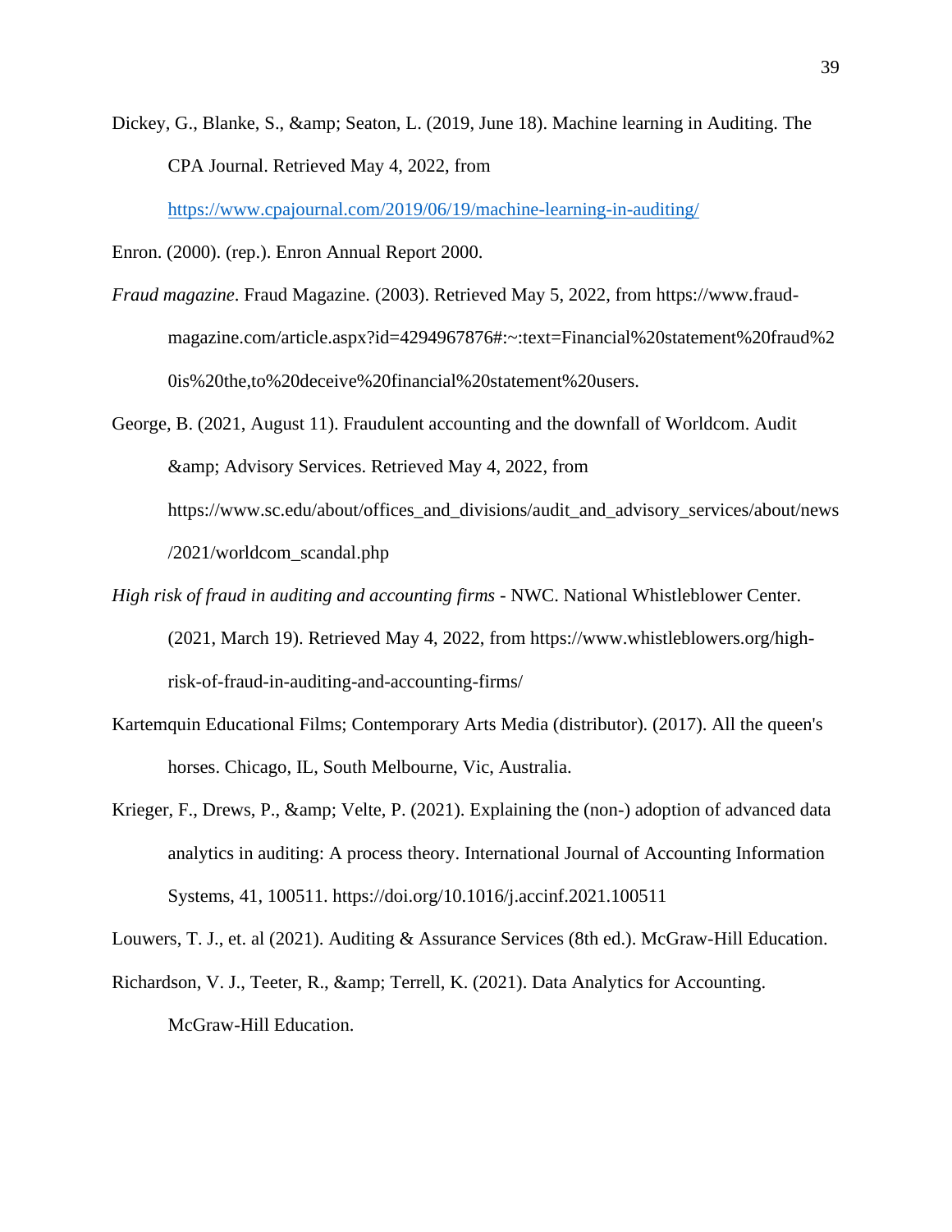Dickey, G., Blanke, S., &amp; Seaton, L. (2019, June 18). Machine learning in Auditing. The CPA Journal. Retrieved May 4, 2022, from https://www.cpajournal.com/2019/06/19/machine-learning-in-auditing/

Enron. (2000). (rep.). Enron Annual Report 2000.

*Fraud magazine*. Fraud Magazine. (2003). Retrieved May 5, 2022, from https://www.fraud-magazine.com/article.aspx?id=4294967876#:~:text=Financial%20statement%20fraud%20is%20the,to%20deceive%20financial%20statement%20users.

George, B. (2021, August 11). Fraudulent accounting and the downfall of Worldcom. Audit &amp; Advisory Services. Retrieved May 4, 2022, from https://www.sc.edu/about/offices_and_divisions/audit_and_advisory_services/about/news/2021/worldcom_scandal.php

*High risk of fraud in auditing and accounting firms* - NWC. National Whistleblower Center. (2021, March 19). Retrieved May 4, 2022, from https://www.whistleblowers.org/high-risk-of-fraud-in-auditing-and-accounting-firms/

Kartemquin Educational Films; Contemporary Arts Media (distributor). (2017). All the queen's horses. Chicago, IL, South Melbourne, Vic, Australia.

Krieger, F., Drews, P., &amp; Velte, P. (2021). Explaining the (non-) adoption of advanced data analytics in auditing: A process theory. International Journal of Accounting Information Systems, 41, 100511. https://doi.org/10.1016/j.accinf.2021.100511

Louwers, T. J., et. al (2021). Auditing & Assurance Services (8th ed.). McGraw-Hill Education.

Richardson, V. J., Teeter, R., &amp; Terrell, K. (2021). Data Analytics for Accounting. McGraw-Hill Education.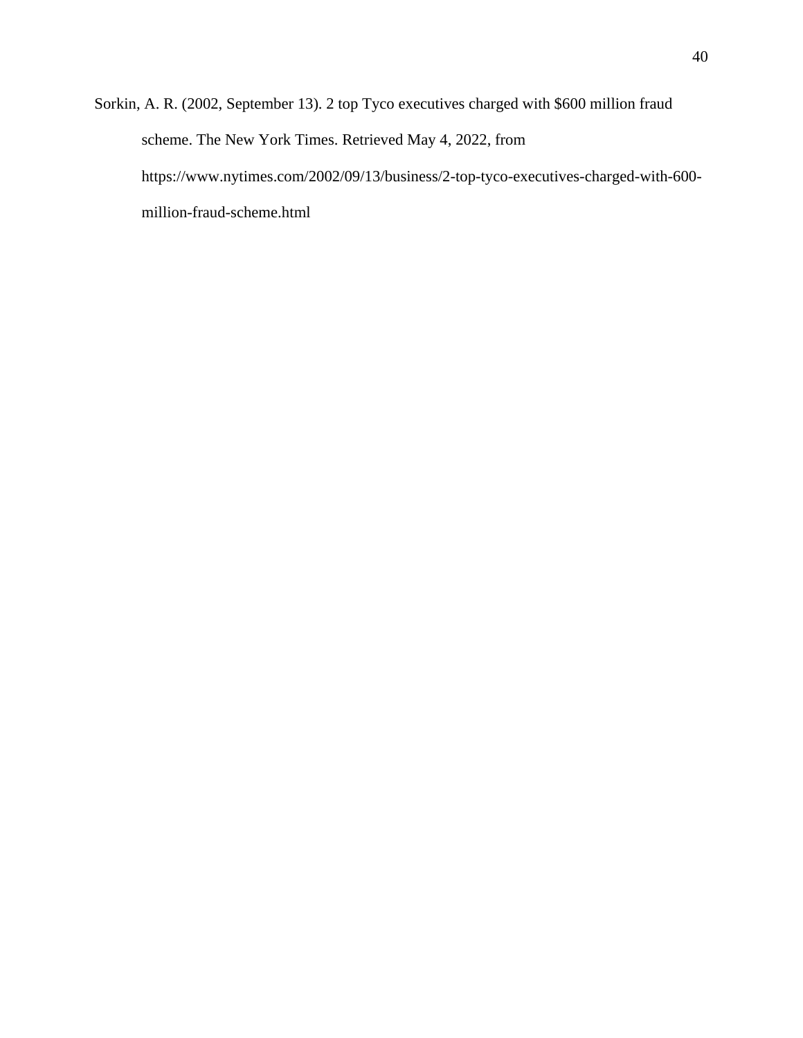Sorkin, A. R. (2002, September 13). 2 top Tyco executives charged with $600 million fraud scheme. The New York Times. Retrieved May 4, 2022, from https://www.nytimes.com/2002/09/13/business/2-top-tyco-executives-charged-with-600-million-fraud-scheme.html